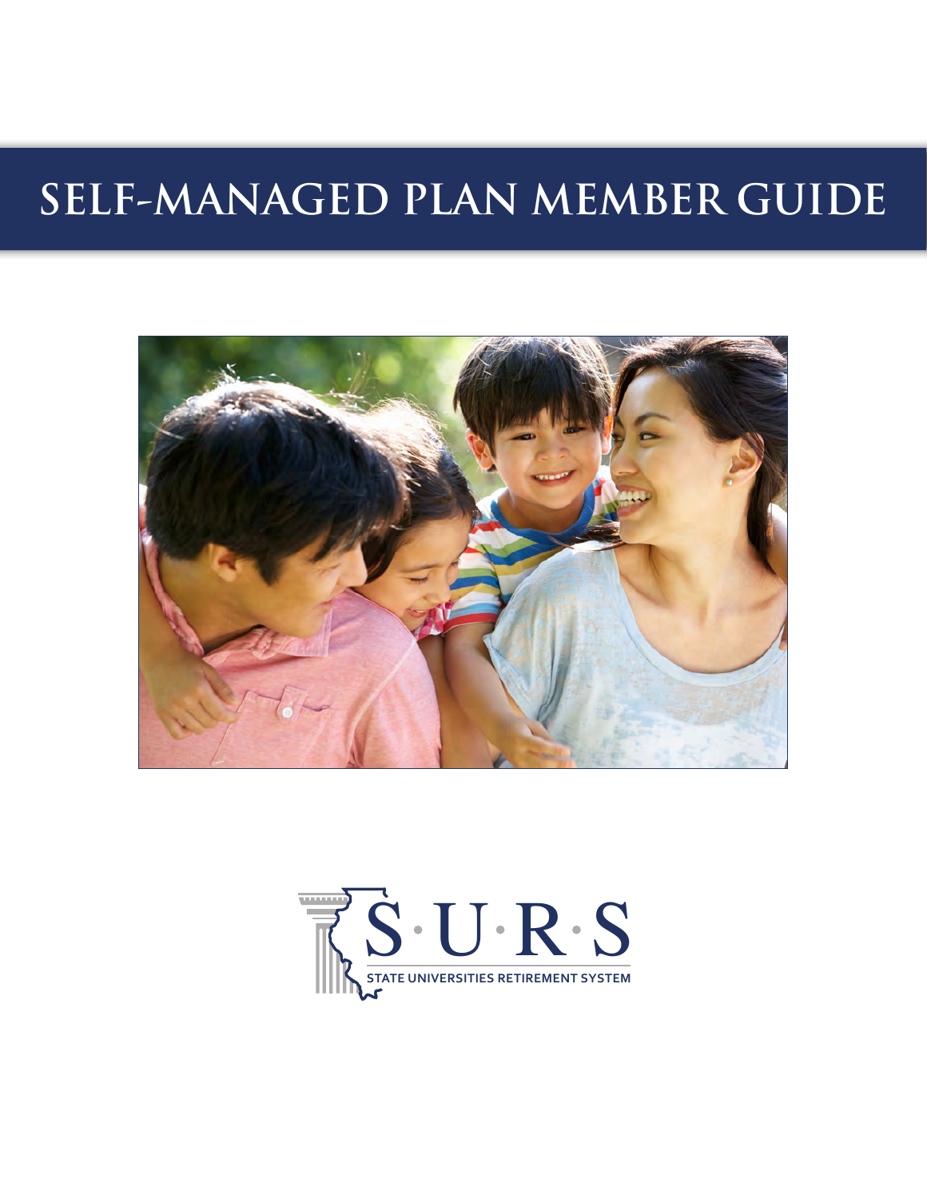# SELF-MANAGED PLAN MEMBER GUIDE

S·U·R·S

STATE UNIVERSITIES RETIREMENT SYSTEM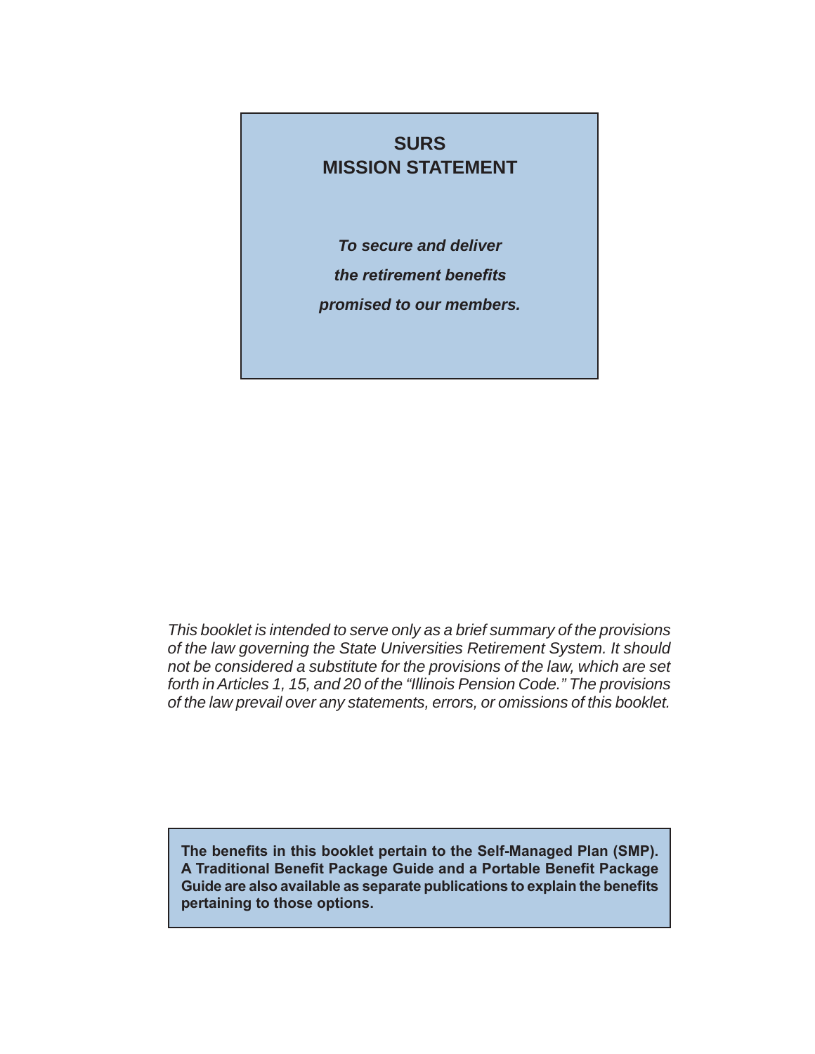## SURS
## MISSION STATEMENT

***To secure and deliver***

***the retirement benefits***

***promised to our members.***

*This booklet is intended to serve only as a brief summary of the provisions of the law governing the State Universities Retirement System. It should not be considered a substitute for the provisions of the law, which are set forth in Articles 1, 15, and 20 of the "Illinois Pension Code." The provisions of the law prevail over any statements, errors, or omissions of this booklet.*

**The benefits in this booklet pertain to the Self-Managed Plan (SMP). A Traditional Benefit Package Guide and a Portable Benefit Package Guide are also available as separate publications to explain the benefits pertaining to those options.**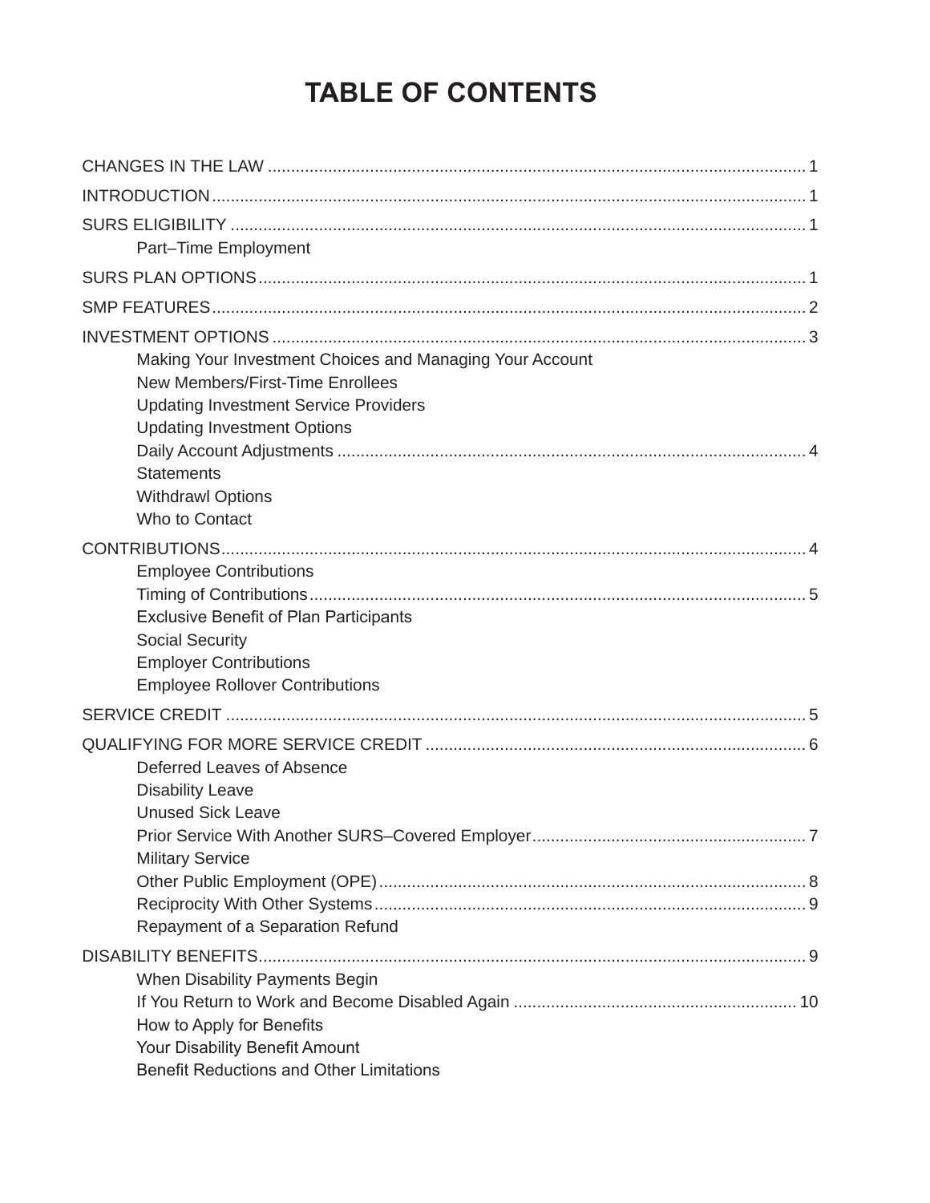# TABLE OF CONTENTS

CHANGES IN THE LAW .................................................. 1

INTRODUCTION .................................................. 1

SURS ELIGIBILITY .................................................. 1

- Part–Time Employment

SURS PLAN OPTIONS .................................................. 1

SMP FEATURES .................................................. 2

INVESTMENT OPTIONS .................................................. 3

- Making Your Investment Choices and Managing Your Account
- New Members/First-Time Enrollees
- Updating Investment Service Providers
- Updating Investment Options
- Daily Account Adjustments .................................................. 4
- Statements
- Withdrawl Options
- Who to Contact

CONTRIBUTIONS .................................................. 4

- Employee Contributions
- Timing of Contributions .................................................. 5
- Exclusive Benefit of Plan Participants
- Social Security
- Employer Contributions
- Employee Rollover Contributions

SERVICE CREDIT .................................................. 5

QUALIFYING FOR MORE SERVICE CREDIT .................................................. 6

- Deferred Leaves of Absence
- Disability Leave
- Unused Sick Leave
- Prior Service With Another SURS–Covered Employer .................................................. 7
- Military Service
- Other Public Employment (OPE) .................................................. 8
- Reciprocity With Other Systems .................................................. 9
- Repayment of a Separation Refund

DISABILITY BENEFITS .................................................. 9

- When Disability Payments Begin
- If You Return to Work and Become Disabled Again .................................................. 10
- How to Apply for Benefits
- Your Disability Benefit Amount
- Benefit Reductions and Other Limitations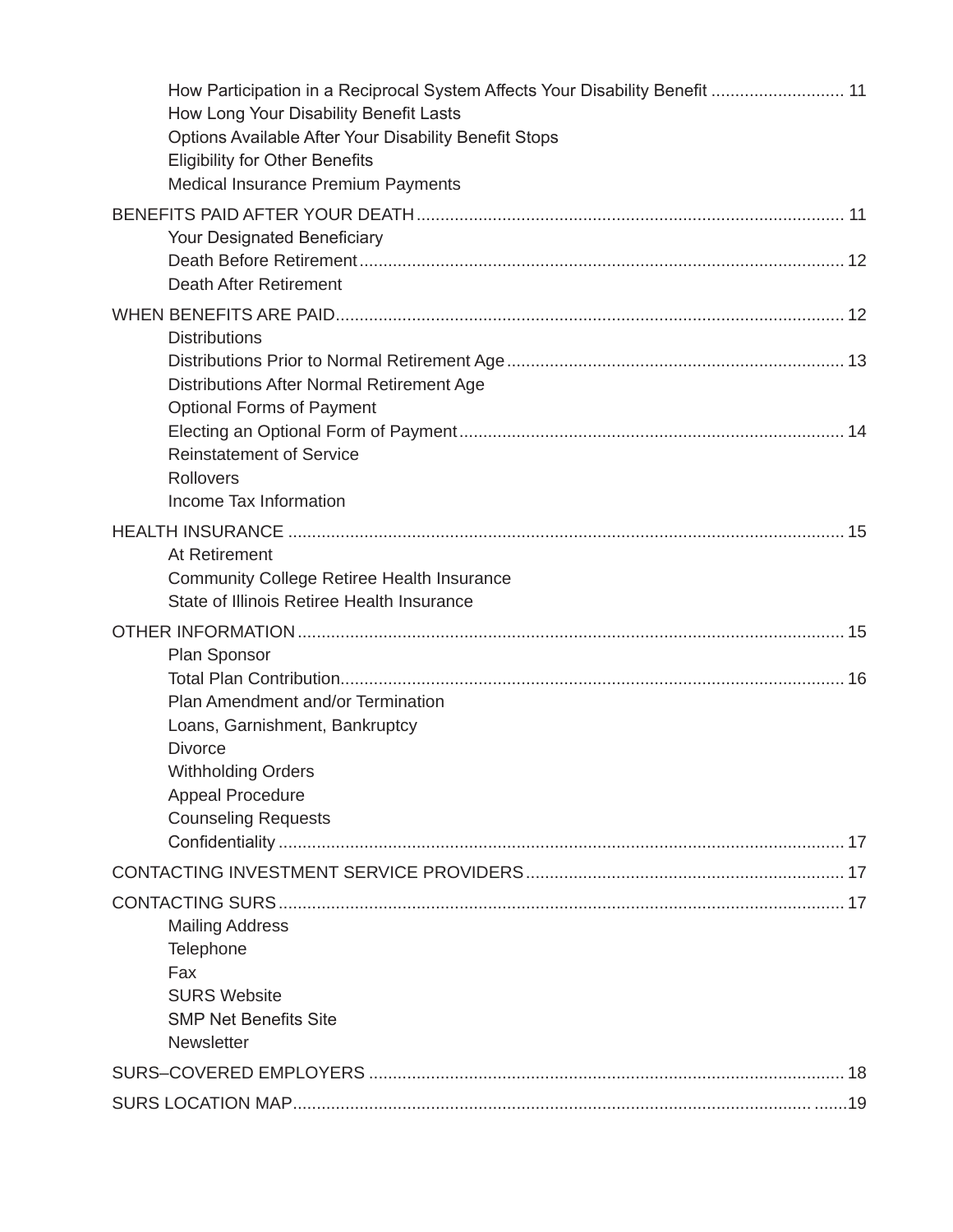How Participation in a Reciprocal System Affects Your Disability Benefit ............................ 11
How Long Your Disability Benefit Lasts
Options Available After Your Disability Benefit Stops
Eligibility for Other Benefits
Medical Insurance Premium Payments

BENEFITS PAID AFTER YOUR DEATH ........................................................................................... 11
Your Designated Beneficiary
Death Before Retirement ...................................................................................................... 12
Death After Retirement

WHEN BENEFITS ARE PAID ........................................................................................................... 12
Distributions
Distributions Prior to Normal Retirement Age ....................................................................... 13
Distributions After Normal Retirement Age
Optional Forms of Payment
Electing an Optional Form of Payment ................................................................................. 14
Reinstatement of Service
Rollovers
Income Tax Information

HEALTH INSURANCE ..................................................................................................................... 15
At Retirement
Community College Retiree Health Insurance
State of Illinois Retiree Health Insurance

OTHER INFORMATION ................................................................................................................... 15
Plan Sponsor
Total Plan Contribution ........................................................................................................... 16
Plan Amendment and/or Termination
Loans, Garnishment, Bankruptcy
Divorce
Withholding Orders
Appeal Procedure
Counseling Requests
Confidentiality ......................................................................................................................... 17

CONTACTING INVESTMENT SERVICE PROVIDERS ................................................................... 17

CONTACTING SURS ....................................................................................................................... 17
Mailing Address
Telephone
Fax
SURS Website
SMP Net Benefits Site
Newsletter

SURS–COVERED EMPLOYERS ..................................................................................................... 18

SURS LOCATION MAP .................................................................................................................... 19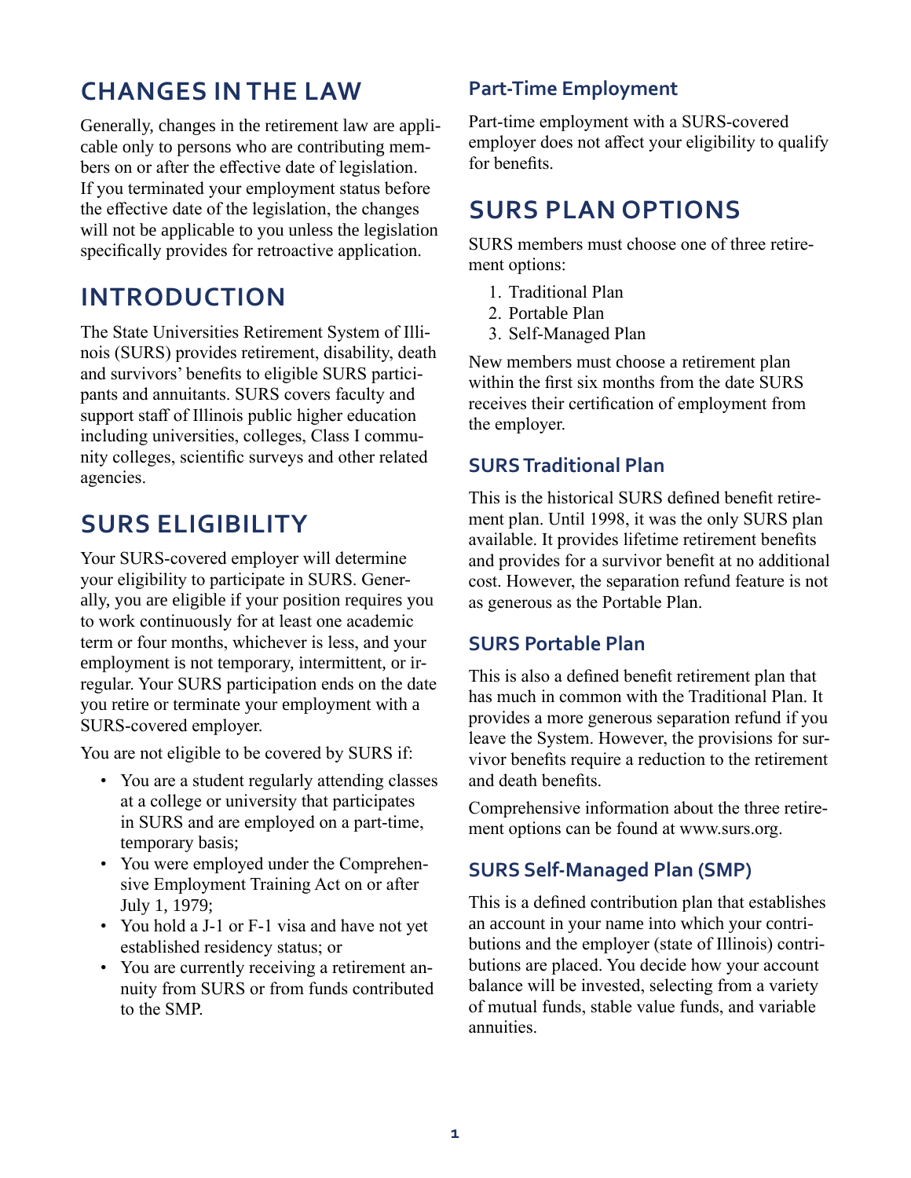## CHANGES IN THE LAW

Generally, changes in the retirement law are applicable only to persons who are contributing members on or after the effective date of legislation. If you terminated your employment status before the effective date of the legislation, the changes will not be applicable to you unless the legislation specifically provides for retroactive application.

## INTRODUCTION

The State Universities Retirement System of Illinois (SURS) provides retirement, disability, death and survivors' benefits to eligible SURS participants and annuitants. SURS covers faculty and support staff of Illinois public higher education including universities, colleges, Class I community colleges, scientific surveys and other related agencies.

## SURS ELIGIBILITY

Your SURS-covered employer will determine your eligibility to participate in SURS. Generally, you are eligible if your position requires you to work continuously for at least one academic term or four months, whichever is less, and your employment is not temporary, intermittent, or irregular. Your SURS participation ends on the date you retire or terminate your employment with a SURS-covered employer.

You are not eligible to be covered by SURS if:

- You are a student regularly attending classes at a college or university that participates in SURS and are employed on a part-time, temporary basis;
- You were employed under the Comprehensive Employment Training Act on or after July 1, 1979;
- You hold a J-1 or F-1 visa and have not yet established residency status; or
- You are currently receiving a retirement annuity from SURS or from funds contributed to the SMP.

### Part-Time Employment

Part-time employment with a SURS-covered employer does not affect your eligibility to qualify for benefits.

## SURS PLAN OPTIONS

SURS members must choose one of three retirement options:

1. Traditional Plan
2. Portable Plan
3. Self-Managed Plan

New members must choose a retirement plan within the first six months from the date SURS receives their certification of employment from the employer.

### SURS Traditional Plan

This is the historical SURS defined benefit retirement plan. Until 1998, it was the only SURS plan available. It provides lifetime retirement benefits and provides for a survivor benefit at no additional cost. However, the separation refund feature is not as generous as the Portable Plan.

### SURS Portable Plan

This is also a defined benefit retirement plan that has much in common with the Traditional Plan. It provides a more generous separation refund if you leave the System. However, the provisions for survivor benefits require a reduction to the retirement and death benefits.

Comprehensive information about the three retirement options can be found at www.surs.org.

### SURS Self-Managed Plan (SMP)

This is a defined contribution plan that establishes an account in your name into which your contributions and the employer (state of Illinois) contributions are placed. You decide how your account balance will be invested, selecting from a variety of mutual funds, stable value funds, and variable annuities.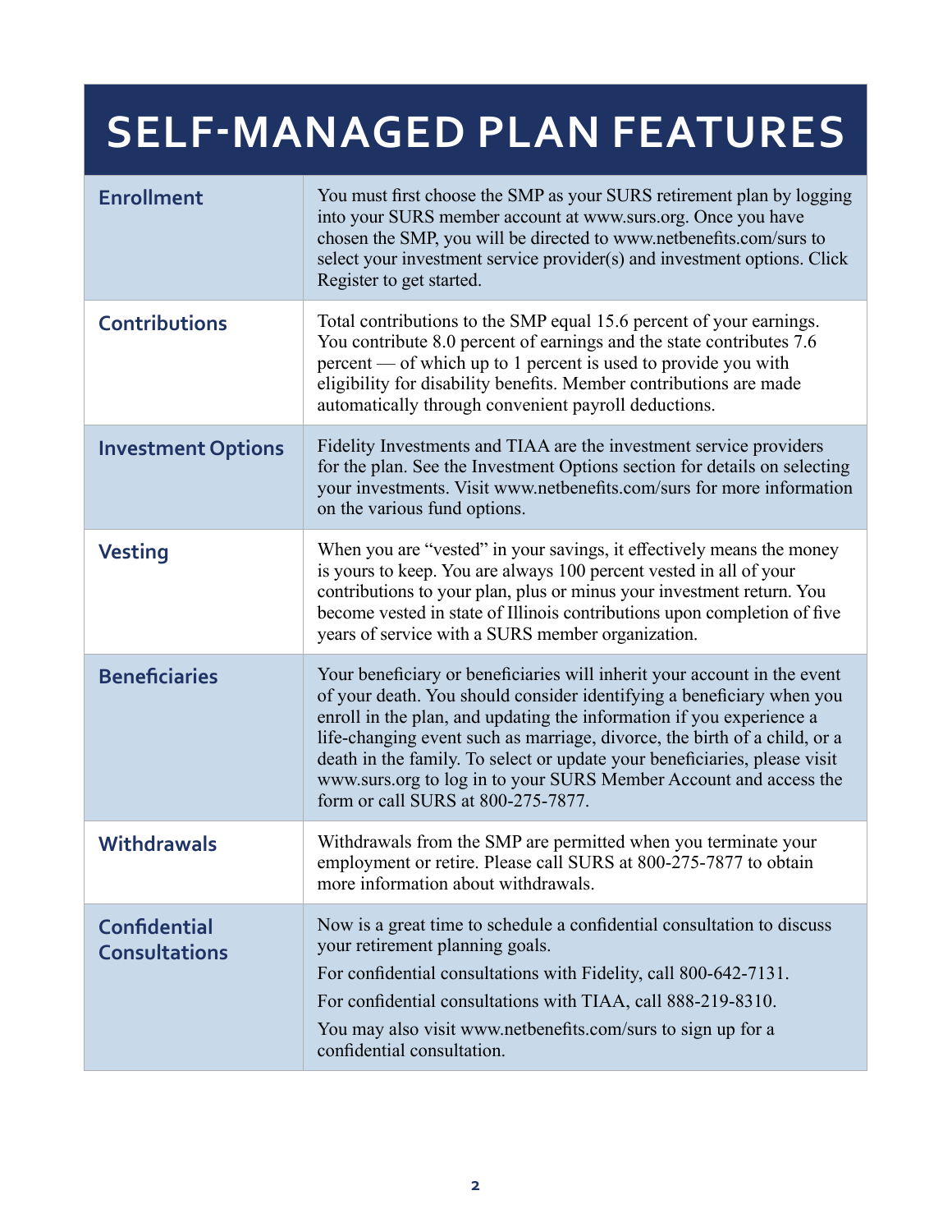# SELF-MANAGED PLAN FEATURES

| | |
|---|---|
| **Enrollment** | You must first choose the SMP as your SURS retirement plan by logging into your SURS member account at www.surs.org. Once you have chosen the SMP, you will be directed to www.netbenefits.com/surs to select your investment service provider(s) and investment options. Click Register to get started. |
| **Contributions** | Total contributions to the SMP equal 15.6 percent of your earnings. You contribute 8.0 percent of earnings and the state contributes 7.6 percent — of which up to 1 percent is used to provide you with eligibility for disability benefits. Member contributions are made automatically through convenient payroll deductions. |
| **Investment Options** | Fidelity Investments and TIAA are the investment service providers for the plan. See the Investment Options section for details on selecting your investments. Visit www.netbenefits.com/surs for more information on the various fund options. |
| **Vesting** | When you are "vested" in your savings, it effectively means the money is yours to keep. You are always 100 percent vested in all of your contributions to your plan, plus or minus your investment return. You become vested in state of Illinois contributions upon completion of five years of service with a SURS member organization. |
| **Beneficiaries** | Your beneficiary or beneficiaries will inherit your account in the event of your death. You should consider identifying a beneficiary when you enroll in the plan, and updating the information if you experience a life-changing event such as marriage, divorce, the birth of a child, or a death in the family. To select or update your beneficiaries, please visit www.surs.org to log in to your SURS Member Account and access the form or call SURS at 800-275-7877. |
| **Withdrawals** | Withdrawals from the SMP are permitted when you terminate your employment or retire. Please call SURS at 800-275-7877 to obtain more information about withdrawals. |
| **Confidential Consultations** | Now is a great time to schedule a confidential consultation to discuss your retirement planning goals.<br>For confidential consultations with Fidelity, call 800-642-7131.<br>For confidential consultations with TIAA, call 888-219-8310.<br>You may also visit www.netbenefits.com/surs to sign up for a confidential consultation. |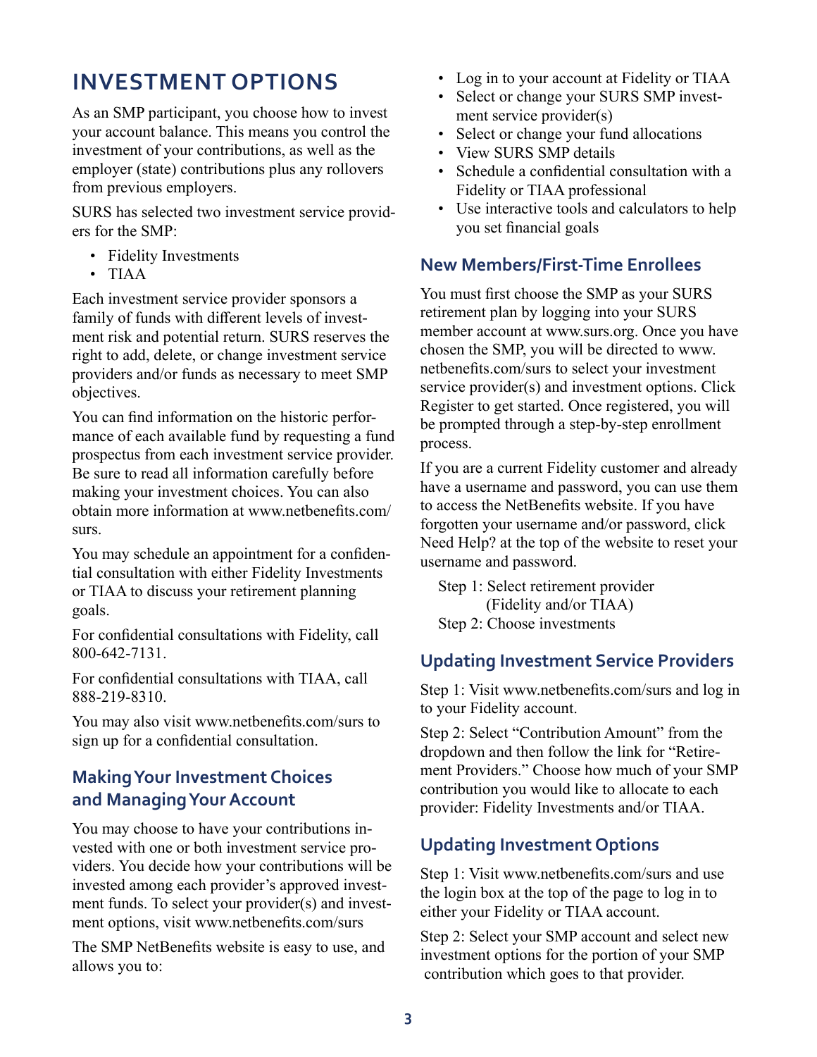# INVESTMENT OPTIONS

As an SMP participant, you choose how to invest your account balance. This means you control the investment of your contributions, as well as the employer (state) contributions plus any rollovers from previous employers.

SURS has selected two investment service providers for the SMP:

- Fidelity Investments
- TIAA

Each investment service provider sponsors a family of funds with different levels of investment risk and potential return. SURS reserves the right to add, delete, or change investment service providers and/or funds as necessary to meet SMP objectives.

You can find information on the historic performance of each available fund by requesting a fund prospectus from each investment service provider. Be sure to read all information carefully before making your investment choices. You can also obtain more information at www.netbenefits.com/surs.

You may schedule an appointment for a confidential consultation with either Fidelity Investments or TIAA to discuss your retirement planning goals.

For confidential consultations with Fidelity, call 800-642-7131.

For confidential consultations with TIAA, call 888-219-8310.

You may also visit www.netbenefits.com/surs to sign up for a confidential consultation.

## Making Your Investment Choices and Managing Your Account

You may choose to have your contributions invested with one or both investment service providers. You decide how your contributions will be invested among each provider's approved investment funds. To select your provider(s) and investment options, visit www.netbenefits.com/surs

The SMP NetBenefits website is easy to use, and allows you to:

- Log in to your account at Fidelity or TIAA
- Select or change your SURS SMP investment service provider(s)
- Select or change your fund allocations
- View SURS SMP details
- Schedule a confidential consultation with a Fidelity or TIAA professional
- Use interactive tools and calculators to help you set financial goals

## New Members/First-Time Enrollees

You must first choose the SMP as your SURS retirement plan by logging into your SURS member account at www.surs.org. Once you have chosen the SMP, you will be directed to www.netbenefits.com/surs to select your investment service provider(s) and investment options. Click Register to get started. Once registered, you will be prompted through a step-by-step enrollment process.

If you are a current Fidelity customer and already have a username and password, you can use them to access the NetBenefits website. If you have forgotten your username and/or password, click Need Help? at the top of the website to reset your username and password.

Step 1: Select retirement provider (Fidelity and/or TIAA)
Step 2: Choose investments

## Updating Investment Service Providers

Step 1: Visit www.netbenefits.com/surs and log in to your Fidelity account.

Step 2: Select "Contribution Amount" from the dropdown and then follow the link for "Retirement Providers." Choose how much of your SMP contribution you would like to allocate to each provider: Fidelity Investments and/or TIAA.

## Updating Investment Options

Step 1: Visit www.netbenefits.com/surs and use the login box at the top of the page to log in to either your Fidelity or TIAA account.

Step 2: Select your SMP account and select new investment options for the portion of your SMP contribution which goes to that provider.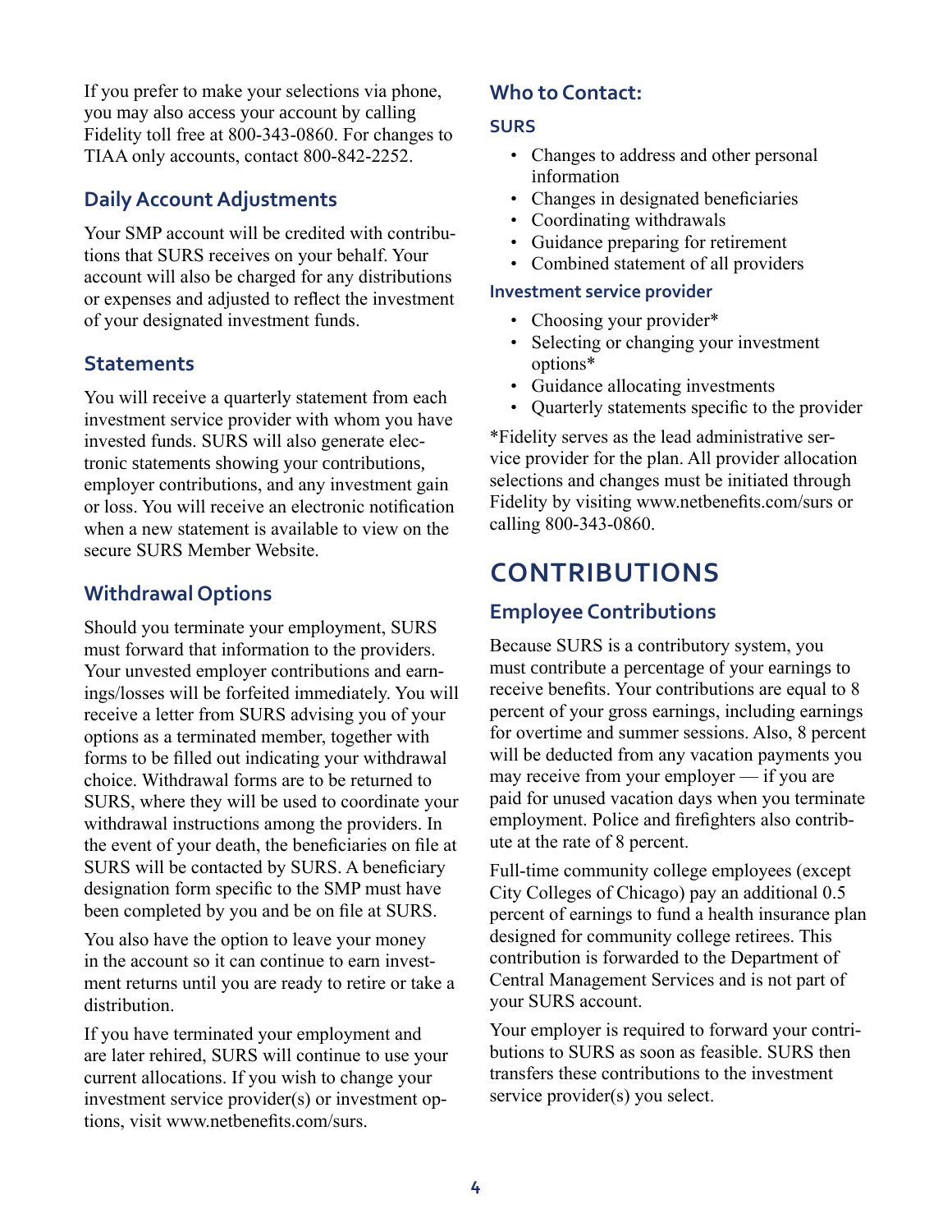If you prefer to make your selections via phone, you may also access your account by calling Fidelity toll free at 800-343-0860. For changes to TIAA only accounts, contact 800-842-2252.

### Daily Account Adjustments

Your SMP account will be credited with contributions that SURS receives on your behalf. Your account will also be charged for any distributions or expenses and adjusted to reflect the investment of your designated investment funds.

### Statements

You will receive a quarterly statement from each investment service provider with whom you have invested funds. SURS will also generate electronic statements showing your contributions, employer contributions, and any investment gain or loss. You will receive an electronic notification when a new statement is available to view on the secure SURS Member Website.

### Withdrawal Options

Should you terminate your employment, SURS must forward that information to the providers. Your unvested employer contributions and earnings/losses will be forfeited immediately. You will receive a letter from SURS advising you of your options as a terminated member, together with forms to be filled out indicating your withdrawal choice. Withdrawal forms are to be returned to SURS, where they will be used to coordinate your withdrawal instructions among the providers. In the event of your death, the beneficiaries on file at SURS will be contacted by SURS. A beneficiary designation form specific to the SMP must have been completed by you and be on file at SURS.

You also have the option to leave your money in the account so it can continue to earn investment returns until you are ready to retire or take a distribution.

If you have terminated your employment and are later rehired, SURS will continue to use your current allocations. If you wish to change your investment service provider(s) or investment options, visit www.netbenefits.com/surs.

### Who to Contact:

#### SURS

- Changes to address and other personal information
- Changes in designated beneficiaries
- Coordinating withdrawals
- Guidance preparing for retirement
- Combined statement of all providers

#### Investment service provider

- Choosing your provider*
- Selecting or changing your investment options*
- Guidance allocating investments
- Quarterly statements specific to the provider

*Fidelity serves as the lead administrative service provider for the plan. All provider allocation selections and changes must be initiated through Fidelity by visiting www.netbenefits.com/surs or calling 800-343-0860.

## CONTRIBUTIONS

### Employee Contributions

Because SURS is a contributory system, you must contribute a percentage of your earnings to receive benefits. Your contributions are equal to 8 percent of your gross earnings, including earnings for overtime and summer sessions. Also, 8 percent will be deducted from any vacation payments you may receive from your employer — if you are paid for unused vacation days when you terminate employment. Police and firefighters also contribute at the rate of 8 percent.

Full-time community college employees (except City Colleges of Chicago) pay an additional 0.5 percent of earnings to fund a health insurance plan designed for community college retirees. This contribution is forwarded to the Department of Central Management Services and is not part of your SURS account.

Your employer is required to forward your contributions to SURS as soon as feasible. SURS then transfers these contributions to the investment service provider(s) you select.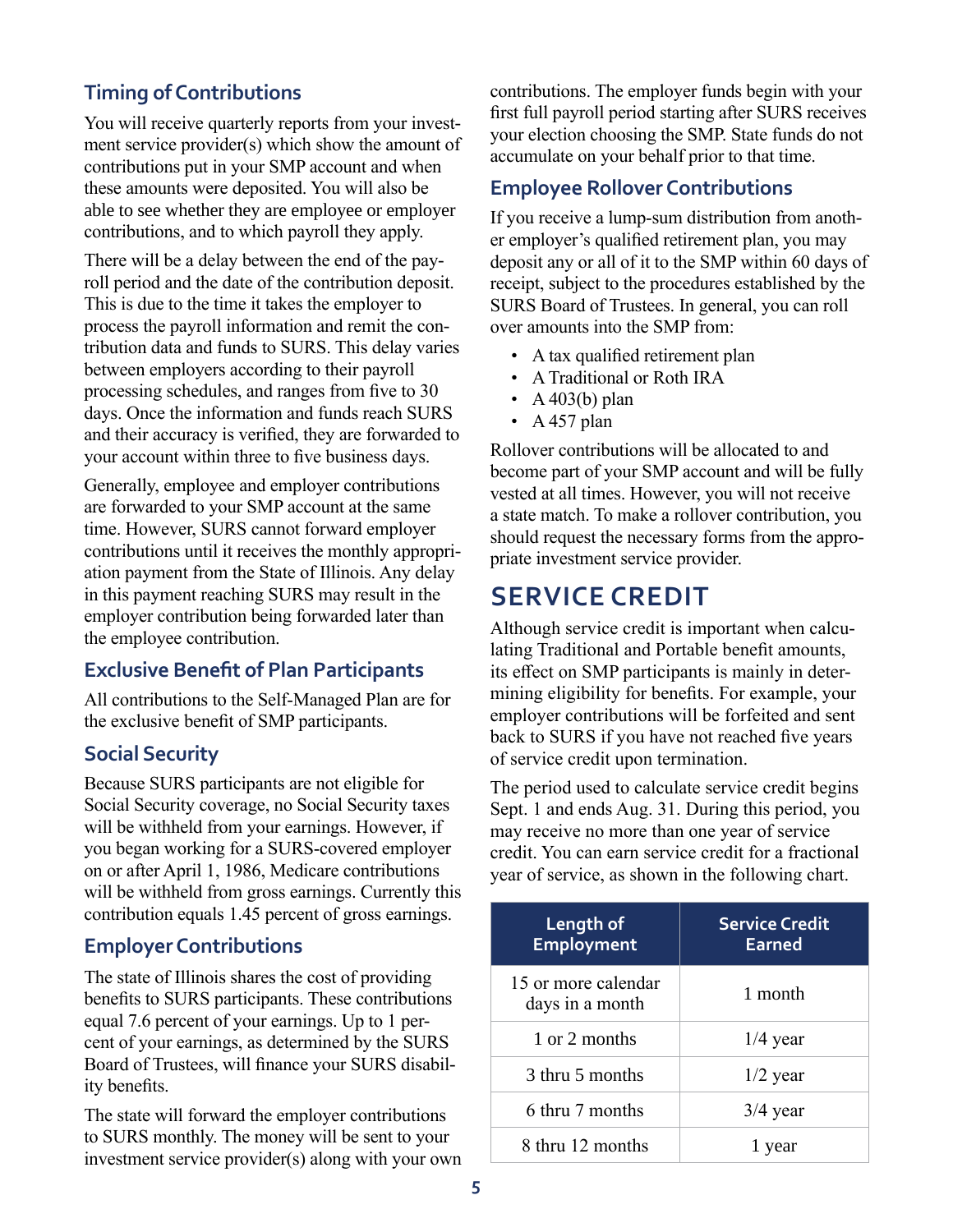### Timing of Contributions

You will receive quarterly reports from your investment service provider(s) which show the amount of contributions put in your SMP account and when these amounts were deposited. You will also be able to see whether they are employee or employer contributions, and to which payroll they apply.

There will be a delay between the end of the payroll period and the date of the contribution deposit. This is due to the time it takes the employer to process the payroll information and remit the contribution data and funds to SURS. This delay varies between employers according to their payroll processing schedules, and ranges from five to 30 days. Once the information and funds reach SURS and their accuracy is verified, they are forwarded to your account within three to five business days.

Generally, employee and employer contributions are forwarded to your SMP account at the same time. However, SURS cannot forward employer contributions until it receives the monthly appropriation payment from the State of Illinois. Any delay in this payment reaching SURS may result in the employer contribution being forwarded later than the employee contribution.

### Exclusive Benefit of Plan Participants

All contributions to the Self-Managed Plan are for the exclusive benefit of SMP participants.

### Social Security

Because SURS participants are not eligible for Social Security coverage, no Social Security taxes will be withheld from your earnings. However, if you began working for a SURS-covered employer on or after April 1, 1986, Medicare contributions will be withheld from gross earnings. Currently this contribution equals 1.45 percent of gross earnings.

### Employer Contributions

The state of Illinois shares the cost of providing benefits to SURS participants. These contributions equal 7.6 percent of your earnings. Up to 1 percent of your earnings, as determined by the SURS Board of Trustees, will finance your SURS disability benefits.

The state will forward the employer contributions to SURS monthly. The money will be sent to your investment service provider(s) along with your own contributions. The employer funds begin with your first full payroll period starting after SURS receives your election choosing the SMP. State funds do not accumulate on your behalf prior to that time.

### Employee Rollover Contributions

If you receive a lump-sum distribution from another employer's qualified retirement plan, you may deposit any or all of it to the SMP within 60 days of receipt, subject to the procedures established by the SURS Board of Trustees. In general, you can roll over amounts into the SMP from:

- A tax qualified retirement plan
- A Traditional or Roth IRA
- A 403(b) plan
- A 457 plan

Rollover contributions will be allocated to and become part of your SMP account and will be fully vested at all times. However, you will not receive a state match. To make a rollover contribution, you should request the necessary forms from the appropriate investment service provider.

## SERVICE CREDIT

Although service credit is important when calculating Traditional and Portable benefit amounts, its effect on SMP participants is mainly in determining eligibility for benefits. For example, your employer contributions will be forfeited and sent back to SURS if you have not reached five years of service credit upon termination.

The period used to calculate service credit begins Sept. 1 and ends Aug. 31. During this period, you may receive no more than one year of service credit. You can earn service credit for a fractional year of service, as shown in the following chart.

| Length of Employment | Service Credit Earned |
|---|---|
| 15 or more calendar days in a month | 1 month |
| 1 or 2 months | 1/4 year |
| 3 thru 5 months | 1/2 year |
| 6 thru 7 months | 3/4 year |
| 8 thru 12 months | 1 year |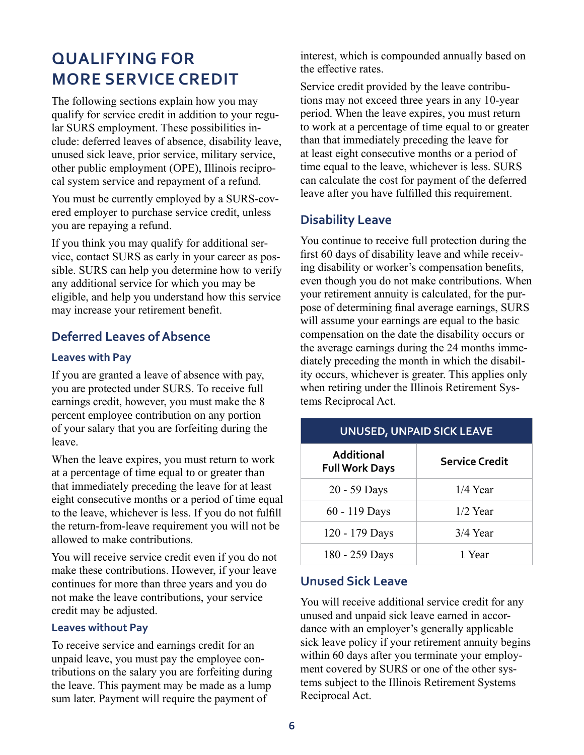# QUALIFYING FOR MORE SERVICE CREDIT

The following sections explain how you may qualify for service credit in addition to your regular SURS employment. These possibilities include: deferred leaves of absence, disability leave, unused sick leave, prior service, military service, other public employment (OPE), Illinois reciprocal system service and repayment of a refund.

You must be currently employed by a SURS-covered employer to purchase service credit, unless you are repaying a refund.

If you think you may qualify for additional service, contact SURS as early in your career as possible. SURS can help you determine how to verify any additional service for which you may be eligible, and help you understand how this service may increase your retirement benefit.

## Deferred Leaves of Absence

### Leaves with Pay

If you are granted a leave of absence with pay, you are protected under SURS. To receive full earnings credit, however, you must make the 8 percent employee contribution on any portion of your salary that you are forfeiting during the leave.

When the leave expires, you must return to work at a percentage of time equal to or greater than that immediately preceding the leave for at least eight consecutive months or a period of time equal to the leave, whichever is less. If you do not fulfill the return-from-leave requirement you will not be allowed to make contributions.

You will receive service credit even if you do not make these contributions. However, if your leave continues for more than three years and you do not make the leave contributions, your service credit may be adjusted.

### Leaves without Pay

To receive service and earnings credit for an unpaid leave, you must pay the employee contributions on the salary you are forfeiting during the leave. This payment may be made as a lump sum later. Payment will require the payment of interest, which is compounded annually based on the effective rates.

Service credit provided by the leave contributions may not exceed three years in any 10-year period. When the leave expires, you must return to work at a percentage of time equal to or greater than that immediately preceding the leave for at least eight consecutive months or a period of time equal to the leave, whichever is less. SURS can calculate the cost for payment of the deferred leave after you have fulfilled this requirement.

## Disability Leave

You continue to receive full protection during the first 60 days of disability leave and while receiving disability or worker's compensation benefits, even though you do not make contributions. When your retirement annuity is calculated, for the purpose of determining final average earnings, SURS will assume your earnings are equal to the basic compensation on the date the disability occurs or the average earnings during the 24 months immediately preceding the month in which the disability occurs, whichever is greater. This applies only when retiring under the Illinois Retirement Systems Reciprocal Act.

**UNUSED, UNPAID SICK LEAVE**

| Additional Full Work Days | Service Credit |
|---|---|
| 20 - 59 Days | 1/4 Year |
| 60 - 119 Days | 1/2 Year |
| 120 - 179 Days | 3/4 Year |
| 180 - 259 Days | 1 Year |

## Unused Sick Leave

You will receive additional service credit for any unused and unpaid sick leave earned in accordance with an employer's generally applicable sick leave policy if your retirement annuity begins within 60 days after you terminate your employment covered by SURS or one of the other systems subject to the Illinois Retirement Systems Reciprocal Act.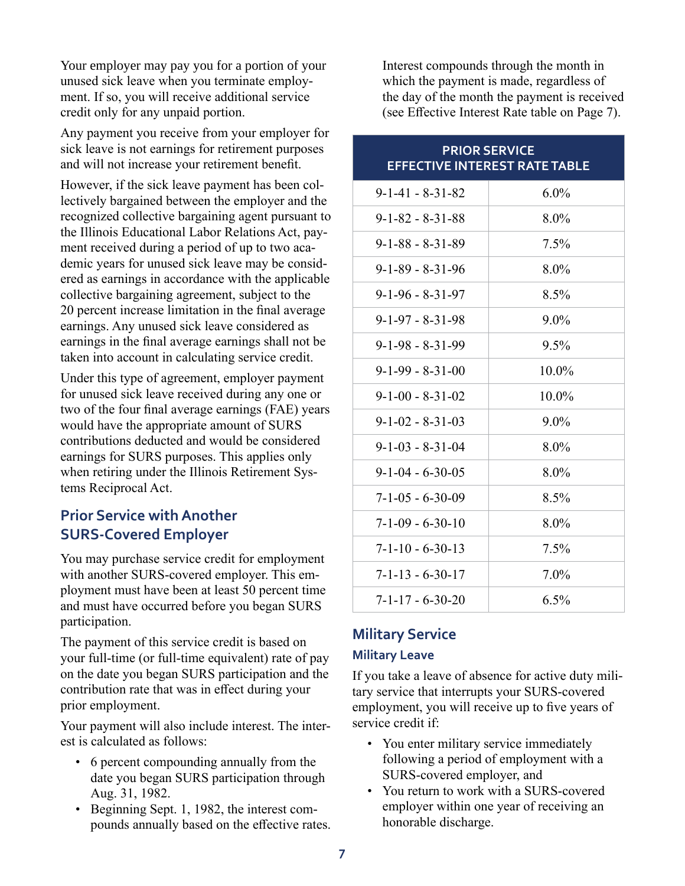Your employer may pay you for a portion of your unused sick leave when you terminate employment. If so, you will receive additional service credit only for any unpaid portion.

Any payment you receive from your employer for sick leave is not earnings for retirement purposes and will not increase your retirement benefit.

However, if the sick leave payment has been collectively bargained between the employer and the recognized collective bargaining agent pursuant to the Illinois Educational Labor Relations Act, payment received during a period of up to two academic years for unused sick leave may be considered as earnings in accordance with the applicable collective bargaining agreement, subject to the 20 percent increase limitation in the final average earnings. Any unused sick leave considered as earnings in the final average earnings shall not be taken into account in calculating service credit.

Under this type of agreement, employer payment for unused sick leave received during any one or two of the four final average earnings (FAE) years would have the appropriate amount of SURS contributions deducted and would be considered earnings for SURS purposes. This applies only when retiring under the Illinois Retirement Systems Reciprocal Act.

## Prior Service with Another SURS-Covered Employer

You may purchase service credit for employment with another SURS-covered employer. This employment must have been at least 50 percent time and must have occurred before you began SURS participation.

The payment of this service credit is based on your full-time (or full-time equivalent) rate of pay on the date you began SURS participation and the contribution rate that was in effect during your prior employment.

Your payment will also include interest. The interest is calculated as follows:

- 6 percent compounding annually from the date you began SURS participation through Aug. 31, 1982.
- Beginning Sept. 1, 1982, the interest compounds annually based on the effective rates. Interest compounds through the month in which the payment is made, regardless of the day of the month the payment is received (see Effective Interest Rate table on Page 7).

| PRIOR SERVICE EFFECTIVE INTEREST RATE TABLE | |
|---|---|
| 9-1-41 - 8-31-82 | 6.0% |
| 9-1-82 - 8-31-88 | 8.0% |
| 9-1-88 - 8-31-89 | 7.5% |
| 9-1-89 - 8-31-96 | 8.0% |
| 9-1-96 - 8-31-97 | 8.5% |
| 9-1-97 - 8-31-98 | 9.0% |
| 9-1-98 - 8-31-99 | 9.5% |
| 9-1-99 - 8-31-00 | 10.0% |
| 9-1-00 - 8-31-02 | 10.0% |
| 9-1-02 - 8-31-03 | 9.0% |
| 9-1-03 - 8-31-04 | 8.0% |
| 9-1-04 - 6-30-05 | 8.0% |
| 7-1-05 - 6-30-09 | 8.5% |
| 7-1-09 - 6-30-10 | 8.0% |
| 7-1-10 - 6-30-13 | 7.5% |
| 7-1-13 - 6-30-17 | 7.0% |
| 7-1-17 - 6-30-20 | 6.5% |

## Military Service

### Military Leave

If you take a leave of absence for active duty military service that interrupts your SURS-covered employment, you will receive up to five years of service credit if:

- You enter military service immediately following a period of employment with a SURS-covered employer, and
- You return to work with a SURS-covered employer within one year of receiving an honorable discharge.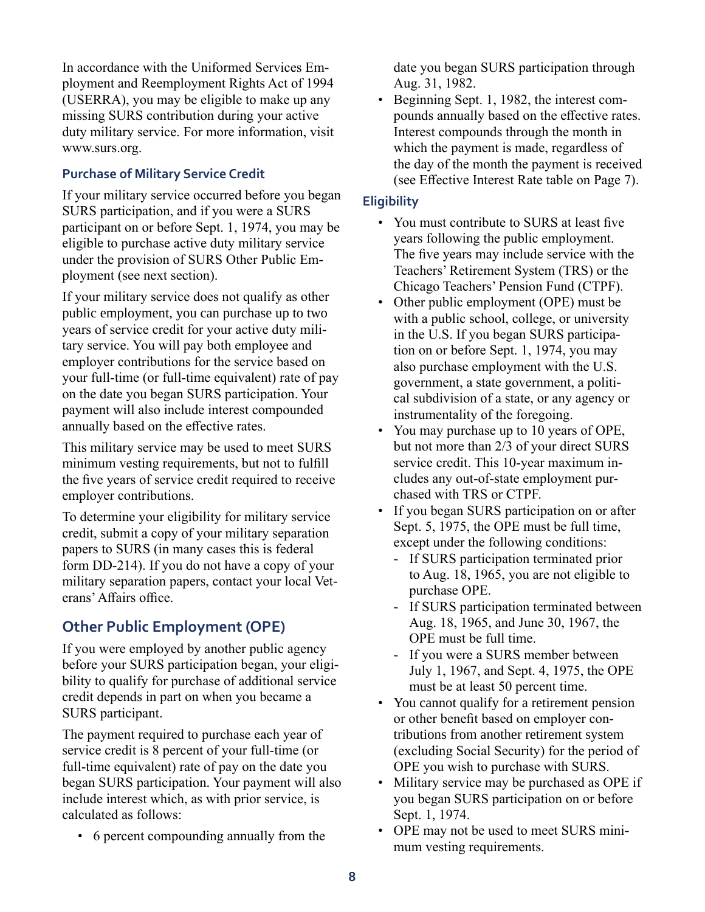In accordance with the Uniformed Services Employment and Reemployment Rights Act of 1994 (USERRA), you may be eligible to make up any missing SURS contribution during your active duty military service. For more information, visit www.surs.org.

### Purchase of Military Service Credit

If your military service occurred before you began SURS participation, and if you were a SURS participant on or before Sept. 1, 1974, you may be eligible to purchase active duty military service under the provision of SURS Other Public Employment (see next section).

If your military service does not qualify as other public employment, you can purchase up to two years of service credit for your active duty military service. You will pay both employee and employer contributions for the service based on your full-time (or full-time equivalent) rate of pay on the date you began SURS participation. Your payment will also include interest compounded annually based on the effective rates.

This military service may be used to meet SURS minimum vesting requirements, but not to fulfill the five years of service credit required to receive employer contributions.

To determine your eligibility for military service credit, submit a copy of your military separation papers to SURS (in many cases this is federal form DD-214). If you do not have a copy of your military separation papers, contact your local Veterans' Affairs office.

## Other Public Employment (OPE)

If you were employed by another public agency before your SURS participation began, your eligibility to qualify for purchase of additional service credit depends in part on when you became a SURS participant.

The payment required to purchase each year of service credit is 8 percent of your full-time (or full-time equivalent) rate of pay on the date you began SURS participation. Your payment will also include interest which, as with prior service, is calculated as follows:

- 6 percent compounding annually from the date you began SURS participation through Aug. 31, 1982.
- Beginning Sept. 1, 1982, the interest compounds annually based on the effective rates. Interest compounds through the month in which the payment is made, regardless of the day of the month the payment is received (see Effective Interest Rate table on Page 7).

### Eligibility

- You must contribute to SURS at least five years following the public employment. The five years may include service with the Teachers' Retirement System (TRS) or the Chicago Teachers' Pension Fund (CTPF).
- Other public employment (OPE) must be with a public school, college, or university in the U.S. If you began SURS participation on or before Sept. 1, 1974, you may also purchase employment with the U.S. government, a state government, a political subdivision of a state, or any agency or instrumentality of the foregoing.
- You may purchase up to 10 years of OPE, but not more than 2/3 of your direct SURS service credit. This 10-year maximum includes any out-of-state employment purchased with TRS or CTPF.
- If you began SURS participation on or after Sept. 5, 1975, the OPE must be full time, except under the following conditions:
  - If SURS participation terminated prior to Aug. 18, 1965, you are not eligible to purchase OPE.
  - If SURS participation terminated between Aug. 18, 1965, and June 30, 1967, the OPE must be full time.
  - If you were a SURS member between July 1, 1967, and Sept. 4, 1975, the OPE must be at least 50 percent time.
- You cannot qualify for a retirement pension or other benefit based on employer contributions from another retirement system (excluding Social Security) for the period of OPE you wish to purchase with SURS.
- Military service may be purchased as OPE if you began SURS participation on or before Sept. 1, 1974.
- OPE may not be used to meet SURS minimum vesting requirements.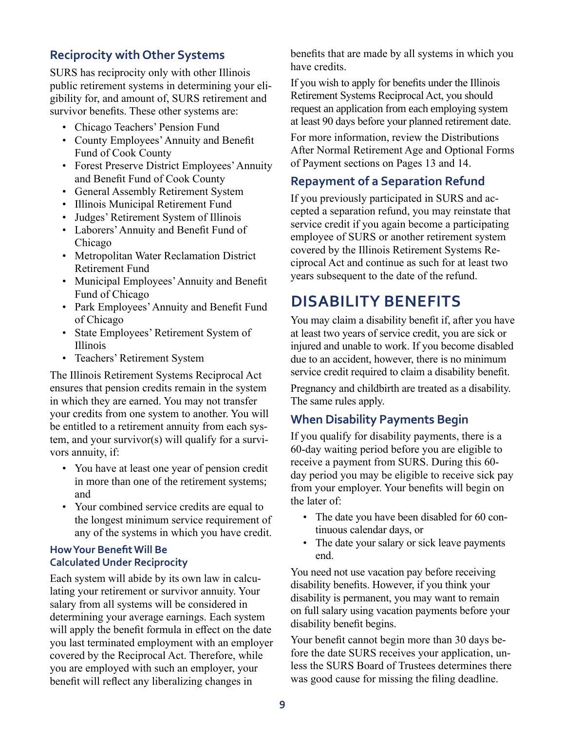## Reciprocity with Other Systems

SURS has reciprocity only with other Illinois public retirement systems in determining your eligibility for, and amount of, SURS retirement and survivor benefits. These other systems are:

- Chicago Teachers' Pension Fund
- County Employees' Annuity and Benefit Fund of Cook County
- Forest Preserve District Employees' Annuity and Benefit Fund of Cook County
- General Assembly Retirement System
- Illinois Municipal Retirement Fund
- Judges' Retirement System of Illinois
- Laborers' Annuity and Benefit Fund of Chicago
- Metropolitan Water Reclamation District Retirement Fund
- Municipal Employees' Annuity and Benefit Fund of Chicago
- Park Employees' Annuity and Benefit Fund of Chicago
- State Employees' Retirement System of Illinois
- Teachers' Retirement System

The Illinois Retirement Systems Reciprocal Act ensures that pension credits remain in the system in which they are earned. You may not transfer your credits from one system to another. You will be entitled to a retirement annuity from each system, and your survivor(s) will qualify for a survivors annuity, if:

- You have at least one year of pension credit in more than one of the retirement systems; and
- Your combined service credits are equal to the longest minimum service requirement of any of the systems in which you have credit.

### How Your Benefit Will Be Calculated Under Reciprocity

Each system will abide by its own law in calculating your retirement or survivor annuity. Your salary from all systems will be considered in determining your average earnings. Each system will apply the benefit formula in effect on the date you last terminated employment with an employer covered by the Reciprocal Act. Therefore, while you are employed with such an employer, your benefit will reflect any liberalizing changes in benefits that are made by all systems in which you have credits.

If you wish to apply for benefits under the Illinois Retirement Systems Reciprocal Act, you should request an application from each employing system at least 90 days before your planned retirement date.

For more information, review the Distributions After Normal Retirement Age and Optional Forms of Payment sections on Pages 13 and 14.

## Repayment of a Separation Refund

If you previously participated in SURS and accepted a separation refund, you may reinstate that service credit if you again become a participating employee of SURS or another retirement system covered by the Illinois Retirement Systems Reciprocal Act and continue as such for at least two years subsequent to the date of the refund.

# DISABILITY BENEFITS

You may claim a disability benefit if, after you have at least two years of service credit, you are sick or injured and unable to work. If you become disabled due to an accident, however, there is no minimum service credit required to claim a disability benefit.

Pregnancy and childbirth are treated as a disability. The same rules apply.

## When Disability Payments Begin

If you qualify for disability payments, there is a 60-day waiting period before you are eligible to receive a payment from SURS. During this 60-day period you may be eligible to receive sick pay from your employer. Your benefits will begin on the later of:

- The date you have been disabled for 60 continuous calendar days, or
- The date your salary or sick leave payments end.

You need not use vacation pay before receiving disability benefits. However, if you think your disability is permanent, you may want to remain on full salary using vacation payments before your disability benefit begins.

Your benefit cannot begin more than 30 days before the date SURS receives your application, unless the SURS Board of Trustees determines there was good cause for missing the filing deadline.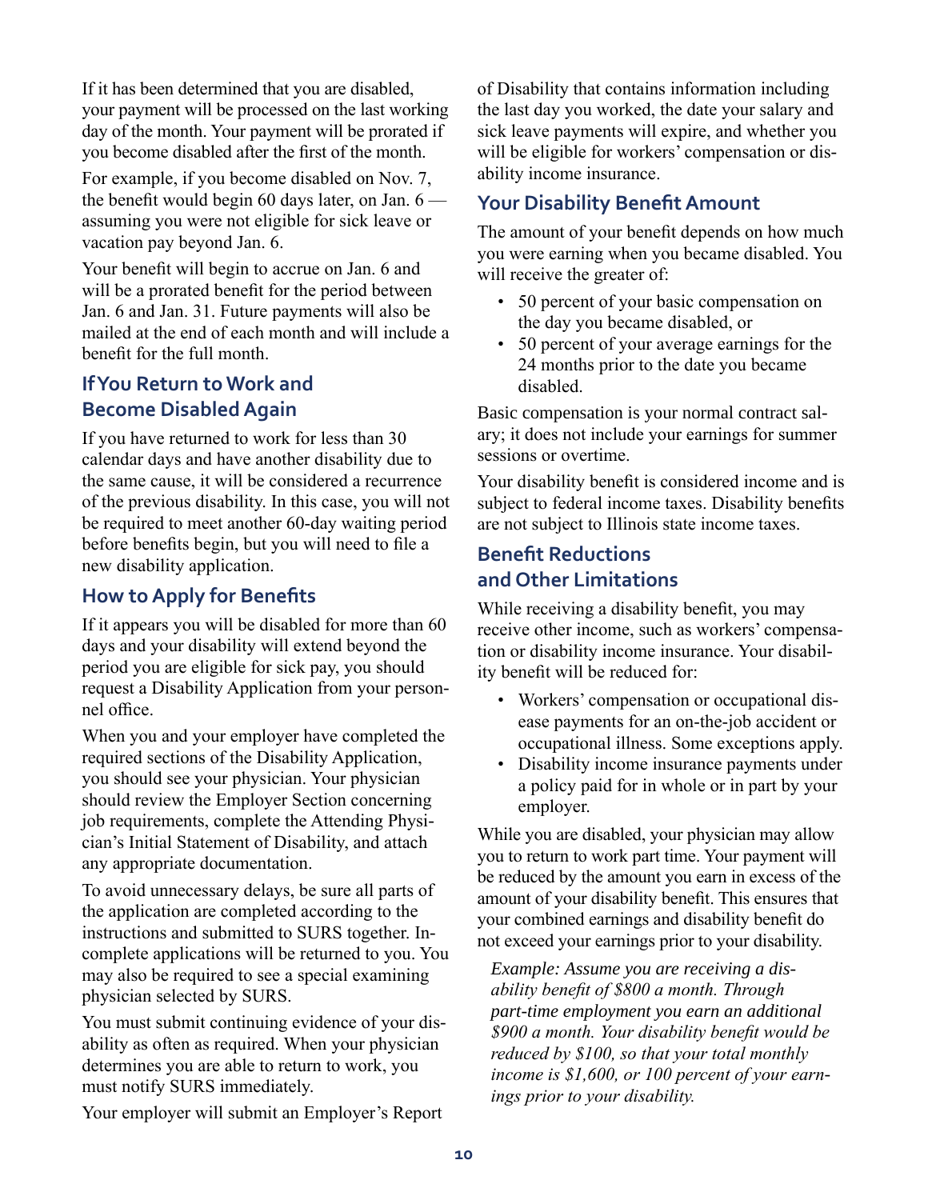If it has been determined that you are disabled, your payment will be processed on the last working day of the month. Your payment will be prorated if you become disabled after the first of the month.

For example, if you become disabled on Nov. 7, the benefit would begin 60 days later, on Jan. 6 — assuming you were not eligible for sick leave or vacation pay beyond Jan. 6.

Your benefit will begin to accrue on Jan. 6 and will be a prorated benefit for the period between Jan. 6 and Jan. 31. Future payments will also be mailed at the end of each month and will include a benefit for the full month.

## If You Return to Work and Become Disabled Again

If you have returned to work for less than 30 calendar days and have another disability due to the same cause, it will be considered a recurrence of the previous disability. In this case, you will not be required to meet another 60-day waiting period before benefits begin, but you will need to file a new disability application.

## How to Apply for Benefits

If it appears you will be disabled for more than 60 days and your disability will extend beyond the period you are eligible for sick pay, you should request a Disability Application from your personnel office.

When you and your employer have completed the required sections of the Disability Application, you should see your physician. Your physician should review the Employer Section concerning job requirements, complete the Attending Physician's Initial Statement of Disability, and attach any appropriate documentation.

To avoid unnecessary delays, be sure all parts of the application are completed according to the instructions and submitted to SURS together. Incomplete applications will be returned to you. You may also be required to see a special examining physician selected by SURS.

You must submit continuing evidence of your disability as often as required. When your physician determines you are able to return to work, you must notify SURS immediately.

Your employer will submit an Employer's Report of Disability that contains information including the last day you worked, the date your salary and sick leave payments will expire, and whether you will be eligible for workers' compensation or disability income insurance.

## Your Disability Benefit Amount

The amount of your benefit depends on how much you were earning when you became disabled. You will receive the greater of:

- 50 percent of your basic compensation on the day you became disabled, or
- 50 percent of your average earnings for the 24 months prior to the date you became disabled.

Basic compensation is your normal contract salary; it does not include your earnings for summer sessions or overtime.

Your disability benefit is considered income and is subject to federal income taxes. Disability benefits are not subject to Illinois state income taxes.

## Benefit Reductions and Other Limitations

While receiving a disability benefit, you may receive other income, such as workers' compensation or disability income insurance. Your disability benefit will be reduced for:

- Workers' compensation or occupational disease payments for an on-the-job accident or occupational illness. Some exceptions apply.
- Disability income insurance payments under a policy paid for in whole or in part by your employer.

While you are disabled, your physician may allow you to return to work part time. Your payment will be reduced by the amount you earn in excess of the amount of your disability benefit. This ensures that your combined earnings and disability benefit do not exceed your earnings prior to your disability.

*Example: Assume you are receiving a disability benefit of $800 a month. Through part-time employment you earn an additional $900 a month. Your disability benefit would be reduced by $100, so that your total monthly income is $1,600, or 100 percent of your earnings prior to your disability.*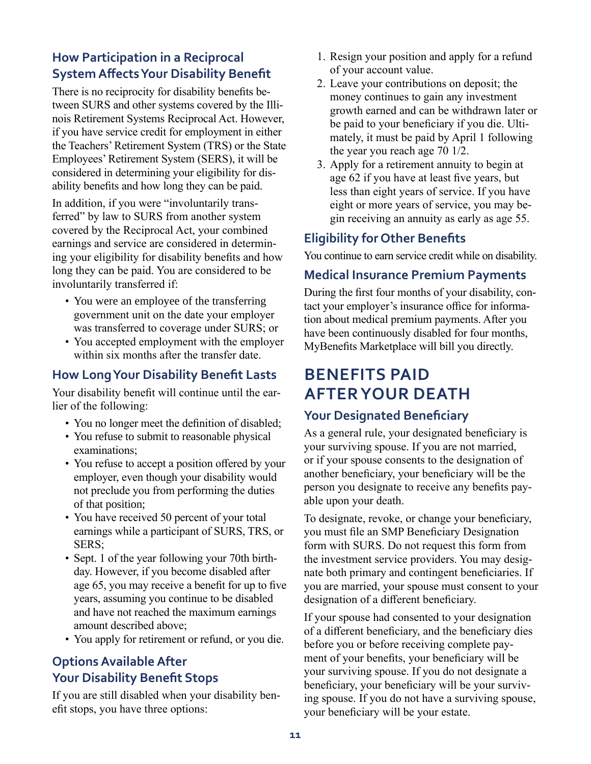### How Participation in a Reciprocal System Affects Your Disability Benefit

There is no reciprocity for disability benefits between SURS and other systems covered by the Illinois Retirement Systems Reciprocal Act. However, if you have service credit for employment in either the Teachers' Retirement System (TRS) or the State Employees' Retirement System (SERS), it will be considered in determining your eligibility for disability benefits and how long they can be paid.

In addition, if you were "involuntarily transferred" by law to SURS from another system covered by the Reciprocal Act, your combined earnings and service are considered in determining your eligibility for disability benefits and how long they can be paid. You are considered to be involuntarily transferred if:

- You were an employee of the transferring government unit on the date your employer was transferred to coverage under SURS; or
- You accepted employment with the employer within six months after the transfer date.

### How Long Your Disability Benefit Lasts

Your disability benefit will continue until the earlier of the following:

- You no longer meet the definition of disabled;
- You refuse to submit to reasonable physical examinations;
- You refuse to accept a position offered by your employer, even though your disability would not preclude you from performing the duties of that position;
- You have received 50 percent of your total earnings while a participant of SURS, TRS, or SERS;
- Sept. 1 of the year following your 70th birthday. However, if you become disabled after age 65, you may receive a benefit for up to five years, assuming you continue to be disabled and have not reached the maximum earnings amount described above;
- You apply for retirement or refund, or you die.

### Options Available After Your Disability Benefit Stops

If you are still disabled when your disability benefit stops, you have three options:

1. Resign your position and apply for a refund of your account value.
2. Leave your contributions on deposit; the money continues to gain any investment growth earned and can be withdrawn later or be paid to your beneficiary if you die. Ultimately, it must be paid by April 1 following the year you reach age 70 1/2.
3. Apply for a retirement annuity to begin at age 62 if you have at least five years, but less than eight years of service. If you have eight or more years of service, you may begin receiving an annuity as early as age 55.

### Eligibility for Other Benefits

You continue to earn service credit while on disability.

### Medical Insurance Premium Payments

During the first four months of your disability, contact your employer's insurance office for information about medical premium payments. After you have been continuously disabled for four months, MyBenefits Marketplace will bill you directly.

## BENEFITS PAID AFTER YOUR DEATH

### Your Designated Beneficiary

As a general rule, your designated beneficiary is your surviving spouse. If you are not married, or if your spouse consents to the designation of another beneficiary, your beneficiary will be the person you designate to receive any benefits payable upon your death.

To designate, revoke, or change your beneficiary, you must file an SMP Beneficiary Designation form with SURS. Do not request this form from the investment service providers. You may designate both primary and contingent beneficiaries. If you are married, your spouse must consent to your designation of a different beneficiary.

If your spouse had consented to your designation of a different beneficiary, and the beneficiary dies before you or before receiving complete payment of your benefits, your beneficiary will be your surviving spouse. If you do not designate a beneficiary, your beneficiary will be your surviving spouse. If you do not have a surviving spouse, your beneficiary will be your estate.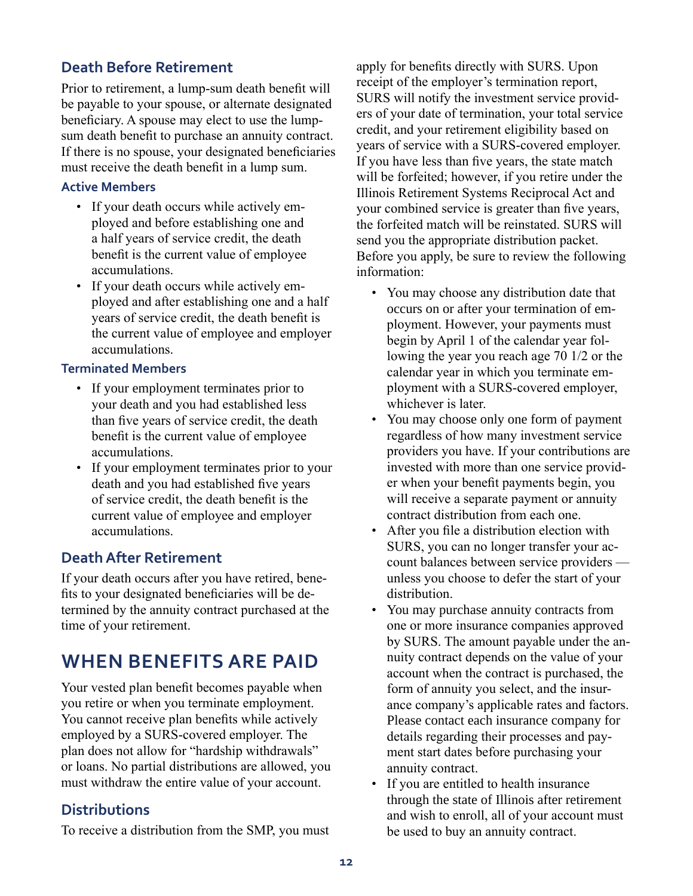## Death Before Retirement

Prior to retirement, a lump-sum death benefit will be payable to your spouse, or alternate designated beneficiary. A spouse may elect to use the lump-sum death benefit to purchase an annuity contract. If there is no spouse, your designated beneficiaries must receive the death benefit in a lump sum.

### Active Members

- If your death occurs while actively employed and before establishing one and a half years of service credit, the death benefit is the current value of employee accumulations.
- If your death occurs while actively employed and after establishing one and a half years of service credit, the death benefit is the current value of employee and employer accumulations.

### Terminated Members

- If your employment terminates prior to your death and you had established less than five years of service credit, the death benefit is the current value of employee accumulations.
- If your employment terminates prior to your death and you had established five years of service credit, the death benefit is the current value of employee and employer accumulations.

## Death After Retirement

If your death occurs after you have retired, benefits to your designated beneficiaries will be determined by the annuity contract purchased at the time of your retirement.

# WHEN BENEFITS ARE PAID

Your vested plan benefit becomes payable when you retire or when you terminate employment. You cannot receive plan benefits while actively employed by a SURS-covered employer. The plan does not allow for "hardship withdrawals" or loans. No partial distributions are allowed, you must withdraw the entire value of your account.

## Distributions

To receive a distribution from the SMP, you must apply for benefits directly with SURS. Upon receipt of the employer's termination report, SURS will notify the investment service providers of your date of termination, your total service credit, and your retirement eligibility based on years of service with a SURS-covered employer. If you have less than five years, the state match will be forfeited; however, if you retire under the Illinois Retirement Systems Reciprocal Act and your combined service is greater than five years, the forfeited match will be reinstated. SURS will send you the appropriate distribution packet. Before you apply, be sure to review the following information:

- You may choose any distribution date that occurs on or after your termination of employment. However, your payments must begin by April 1 of the calendar year following the year you reach age 70 1/2 or the calendar year in which you terminate employment with a SURS-covered employer, whichever is later.
- You may choose only one form of payment regardless of how many investment service providers you have. If your contributions are invested with more than one service provider when your benefit payments begin, you will receive a separate payment or annuity contract distribution from each one.
- After you file a distribution election with SURS, you can no longer transfer your account balances between service providers — unless you choose to defer the start of your distribution.
- You may purchase annuity contracts from one or more insurance companies approved by SURS. The amount payable under the annuity contract depends on the value of your account when the contract is purchased, the form of annuity you select, and the insurance company's applicable rates and factors. Please contact each insurance company for details regarding their processes and payment start dates before purchasing your annuity contract.
- If you are entitled to health insurance through the state of Illinois after retirement and wish to enroll, all of your account must be used to buy an annuity contract.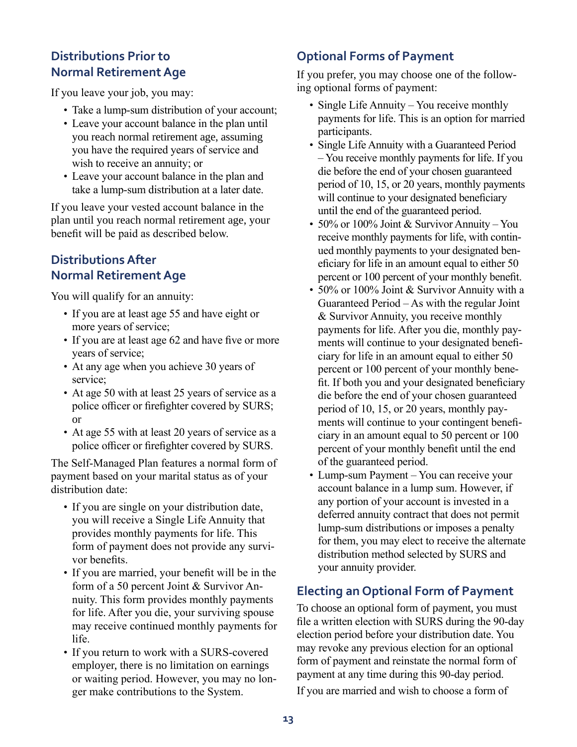## Distributions Prior to Normal Retirement Age

If you leave your job, you may:

- Take a lump-sum distribution of your account;
- Leave your account balance in the plan until you reach normal retirement age, assuming you have the required years of service and wish to receive an annuity; or
- Leave your account balance in the plan and take a lump-sum distribution at a later date.

If you leave your vested account balance in the plan until you reach normal retirement age, your benefit will be paid as described below.

## Distributions After Normal Retirement Age

You will qualify for an annuity:

- If you are at least age 55 and have eight or more years of service;
- If you are at least age 62 and have five or more years of service;
- At any age when you achieve 30 years of service;
- At age 50 with at least 25 years of service as a police officer or firefighter covered by SURS; or
- At age 55 with at least 20 years of service as a police officer or firefighter covered by SURS.

The Self-Managed Plan features a normal form of payment based on your marital status as of your distribution date:

- If you are single on your distribution date, you will receive a Single Life Annuity that provides monthly payments for life. This form of payment does not provide any survivor benefits.
- If you are married, your benefit will be in the form of a 50 percent Joint & Survivor Annuity. This form provides monthly payments for life. After you die, your surviving spouse may receive continued monthly payments for life.
- If you return to work with a SURS-covered employer, there is no limitation on earnings or waiting period. However, you may no longer make contributions to the System.

## Optional Forms of Payment

If you prefer, you may choose one of the following optional forms of payment:

- Single Life Annuity – You receive monthly payments for life. This is an option for married participants.
- Single Life Annuity with a Guaranteed Period – You receive monthly payments for life. If you die before the end of your chosen guaranteed period of 10, 15, or 20 years, monthly payments will continue to your designated beneficiary until the end of the guaranteed period.
- 50% or 100% Joint & Survivor Annuity – You receive monthly payments for life, with continued monthly payments to your designated beneficiary for life in an amount equal to either 50 percent or 100 percent of your monthly benefit.
- 50% or 100% Joint & Survivor Annuity with a Guaranteed Period – As with the regular Joint & Survivor Annuity, you receive monthly payments for life. After you die, monthly payments will continue to your designated beneficiary for life in an amount equal to either 50 percent or 100 percent of your monthly benefit. If both you and your designated beneficiary die before the end of your chosen guaranteed period of 10, 15, or 20 years, monthly payments will continue to your contingent beneficiary in an amount equal to 50 percent or 100 percent of your monthly benefit until the end of the guaranteed period.
- Lump-sum Payment – You can receive your account balance in a lump sum. However, if any portion of your account is invested in a deferred annuity contract that does not permit lump-sum distributions or imposes a penalty for them, you may elect to receive the alternate distribution method selected by SURS and your annuity provider.

## Electing an Optional Form of Payment

To choose an optional form of payment, you must file a written election with SURS during the 90-day election period before your distribution date. You may revoke any previous election for an optional form of payment and reinstate the normal form of payment at any time during this 90-day period.

If you are married and wish to choose a form of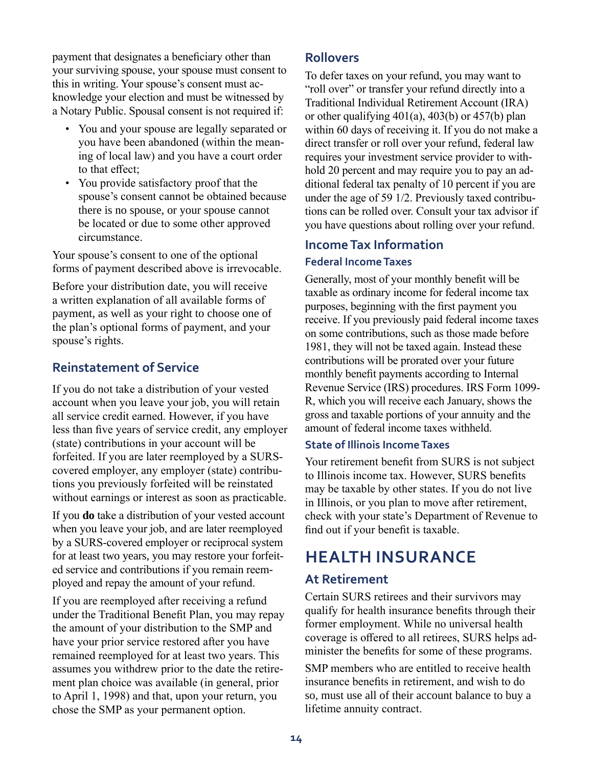payment that designates a beneficiary other than your surviving spouse, your spouse must consent to this in writing. Your spouse's consent must acknowledge your election and must be witnessed by a Notary Public. Spousal consent is not required if:

- You and your spouse are legally separated or you have been abandoned (within the meaning of local law) and you have a court order to that effect;
- You provide satisfactory proof that the spouse's consent cannot be obtained because there is no spouse, or your spouse cannot be located or due to some other approved circumstance.

Your spouse's consent to one of the optional forms of payment described above is irrevocable.

Before your distribution date, you will receive a written explanation of all available forms of payment, as well as your right to choose one of the plan's optional forms of payment, and your spouse's rights.

## Reinstatement of Service

If you do not take a distribution of your vested account when you leave your job, you will retain all service credit earned. However, if you have less than five years of service credit, any employer (state) contributions in your account will be forfeited. If you are later reemployed by a SURS-covered employer, any employer (state) contributions you previously forfeited will be reinstated without earnings or interest as soon as practicable.

If you **do** take a distribution of your vested account when you leave your job, and are later reemployed by a SURS-covered employer or reciprocal system for at least two years, you may restore your forfeited service and contributions if you remain reemployed and repay the amount of your refund.

If you are reemployed after receiving a refund under the Traditional Benefit Plan, you may repay the amount of your distribution to the SMP and have your prior service restored after you have remained reemployed for at least two years. This assumes you withdrew prior to the date the retirement plan choice was available (in general, prior to April 1, 1998) and that, upon your return, you chose the SMP as your permanent option.

## Rollovers

To defer taxes on your refund, you may want to "roll over" or transfer your refund directly into a Traditional Individual Retirement Account (IRA) or other qualifying 401(a), 403(b) or 457(b) plan within 60 days of receiving it. If you do not make a direct transfer or roll over your refund, federal law requires your investment service provider to withhold 20 percent and may require you to pay an additional federal tax penalty of 10 percent if you are under the age of 59 1/2. Previously taxed contributions can be rolled over. Consult your tax advisor if you have questions about rolling over your refund.

## Income Tax Information

### Federal Income Taxes

Generally, most of your monthly benefit will be taxable as ordinary income for federal income tax purposes, beginning with the first payment you receive. If you previously paid federal income taxes on some contributions, such as those made before 1981, they will not be taxed again. Instead these contributions will be prorated over your future monthly benefit payments according to Internal Revenue Service (IRS) procedures. IRS Form 1099-R, which you will receive each January, shows the gross and taxable portions of your annuity and the amount of federal income taxes withheld.

### State of Illinois Income Taxes

Your retirement benefit from SURS is not subject to Illinois income tax. However, SURS benefits may be taxable by other states. If you do not live in Illinois, or you plan to move after retirement, check with your state's Department of Revenue to find out if your benefit is taxable.

# HEALTH INSURANCE

## At Retirement

Certain SURS retirees and their survivors may qualify for health insurance benefits through their former employment. While no universal health coverage is offered to all retirees, SURS helps administer the benefits for some of these programs.

SMP members who are entitled to receive health insurance benefits in retirement, and wish to do so, must use all of their account balance to buy a lifetime annuity contract.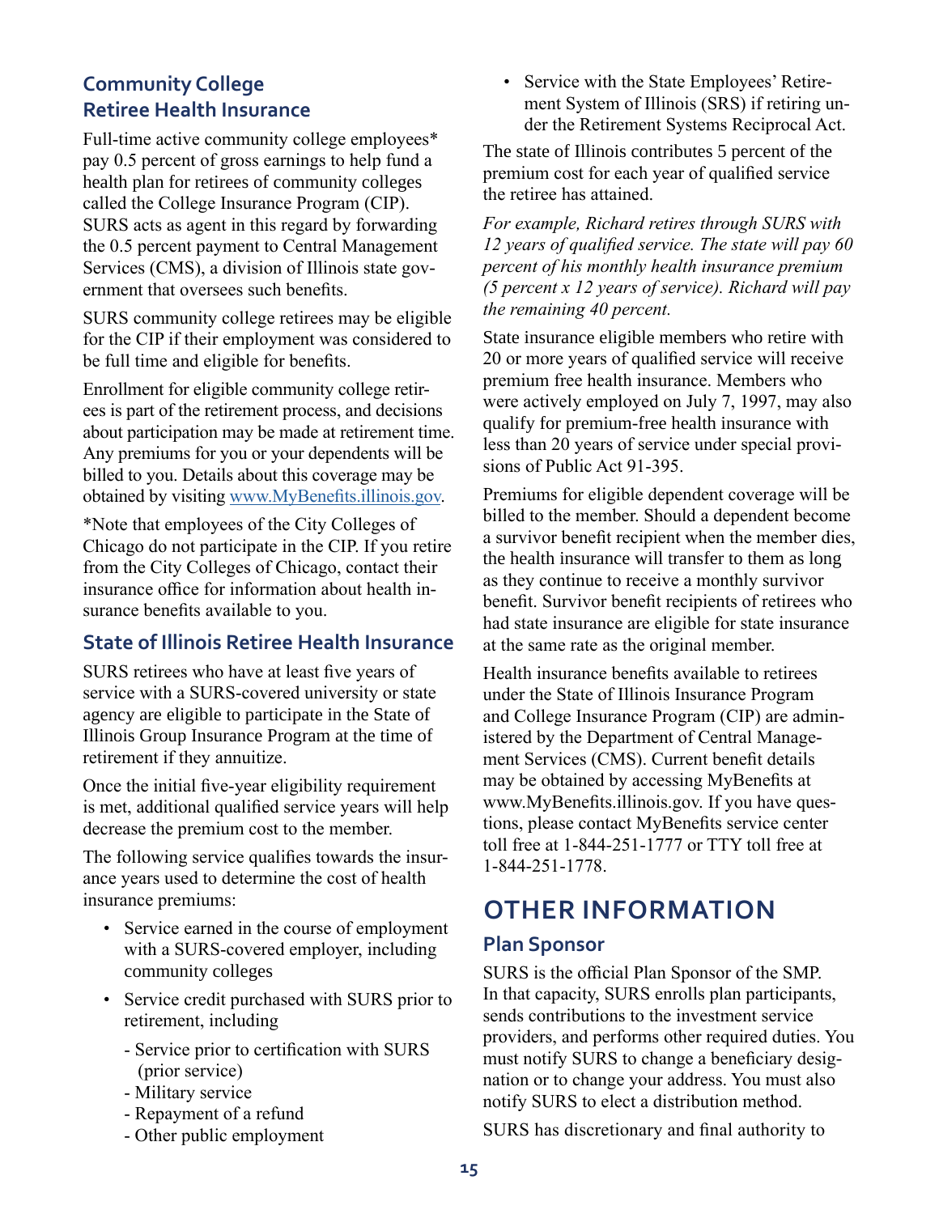### Community College Retiree Health Insurance

Full-time active community college employees* pay 0.5 percent of gross earnings to help fund a health plan for retirees of community colleges called the College Insurance Program (CIP). SURS acts as agent in this regard by forwarding the 0.5 percent payment to Central Management Services (CMS), a division of Illinois state government that oversees such benefits.

SURS community college retirees may be eligible for the CIP if their employment was considered to be full time and eligible for benefits.

Enrollment for eligible community college retirees is part of the retirement process, and decisions about participation may be made at retirement time. Any premiums for you or your dependents will be billed to you. Details about this coverage may be obtained by visiting www.MyBenefits.illinois.gov.

*Note that employees of the City Colleges of Chicago do not participate in the CIP. If you retire from the City Colleges of Chicago, contact their insurance office for information about health insurance benefits available to you.

### State of Illinois Retiree Health Insurance

SURS retirees who have at least five years of service with a SURS-covered university or state agency are eligible to participate in the State of Illinois Group Insurance Program at the time of retirement if they annuitize.

Once the initial five-year eligibility requirement is met, additional qualified service years will help decrease the premium cost to the member.

The following service qualifies towards the insurance years used to determine the cost of health insurance premiums:

- Service earned in the course of employment with a SURS-covered employer, including community colleges
- Service credit purchased with SURS prior to retirement, including
  - Service prior to certification with SURS (prior service)
  - Military service
  - Repayment of a refund
  - Other public employment
- Service with the State Employees' Retirement System of Illinois (SRS) if retiring under the Retirement Systems Reciprocal Act.

The state of Illinois contributes 5 percent of the premium cost for each year of qualified service the retiree has attained.

*For example, Richard retires through SURS with 12 years of qualified service. The state will pay 60 percent of his monthly health insurance premium (5 percent x 12 years of service). Richard will pay the remaining 40 percent.*

State insurance eligible members who retire with 20 or more years of qualified service will receive premium free health insurance. Members who were actively employed on July 7, 1997, may also qualify for premium-free health insurance with less than 20 years of service under special provisions of Public Act 91-395.

Premiums for eligible dependent coverage will be billed to the member. Should a dependent become a survivor benefit recipient when the member dies, the health insurance will transfer to them as long as they continue to receive a monthly survivor benefit. Survivor benefit recipients of retirees who had state insurance are eligible for state insurance at the same rate as the original member.

Health insurance benefits available to retirees under the State of Illinois Insurance Program and College Insurance Program (CIP) are administered by the Department of Central Management Services (CMS). Current benefit details may be obtained by accessing MyBenefits at www.MyBenefits.illinois.gov. If you have questions, please contact MyBenefits service center toll free at 1-844-251-1777 or TTY toll free at 1-844-251-1778.

## OTHER INFORMATION

### Plan Sponsor

SURS is the official Plan Sponsor of the SMP. In that capacity, SURS enrolls plan participants, sends contributions to the investment service providers, and performs other required duties. You must notify SURS to change a beneficiary designation or to change your address. You must also notify SURS to elect a distribution method.

SURS has discretionary and final authority to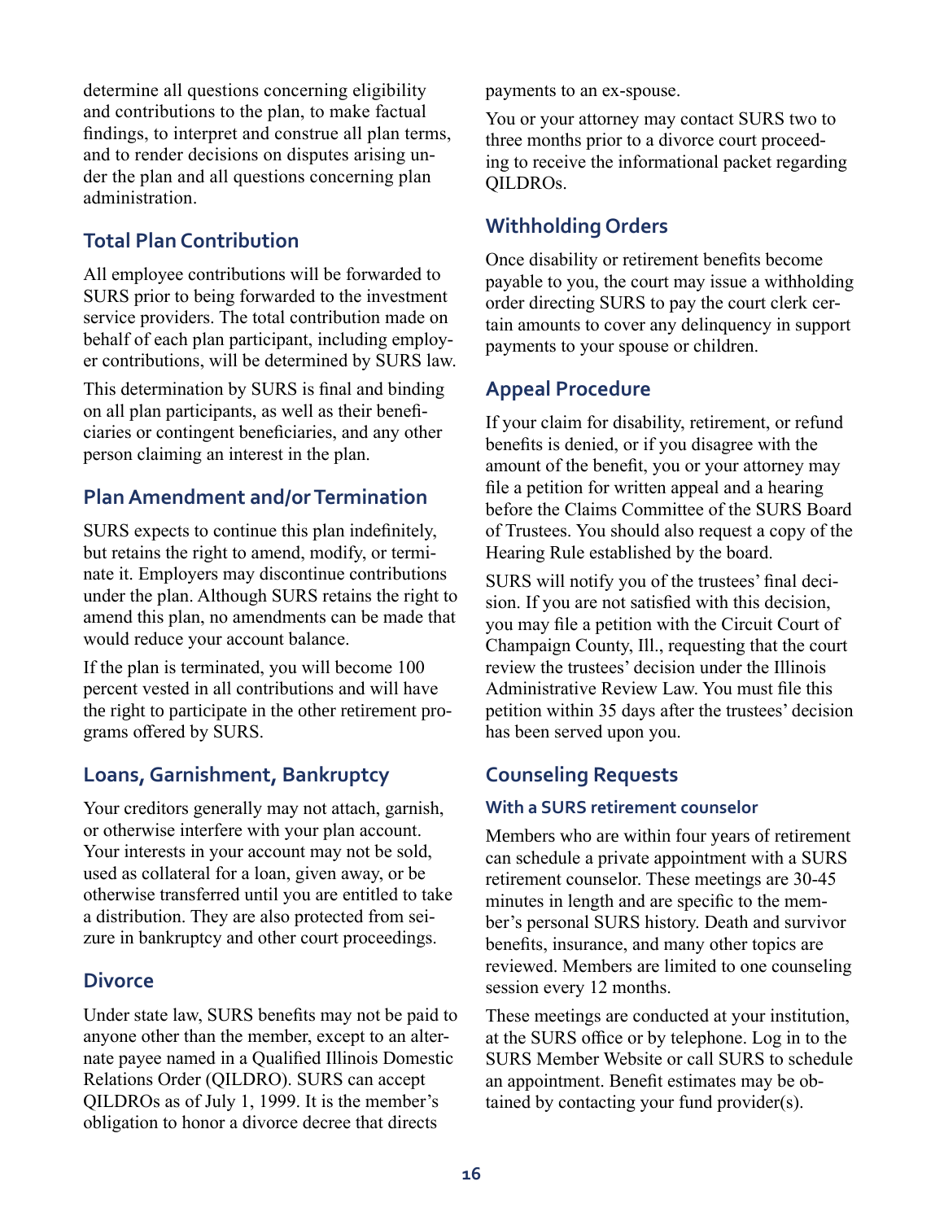determine all questions concerning eligibility and contributions to the plan, to make factual findings, to interpret and construe all plan terms, and to render decisions on disputes arising under the plan and all questions concerning plan administration.

## Total Plan Contribution

All employee contributions will be forwarded to SURS prior to being forwarded to the investment service providers. The total contribution made on behalf of each plan participant, including employer contributions, will be determined by SURS law.

This determination by SURS is final and binding on all plan participants, as well as their beneficiaries or contingent beneficiaries, and any other person claiming an interest in the plan.

## Plan Amendment and/or Termination

SURS expects to continue this plan indefinitely, but retains the right to amend, modify, or terminate it. Employers may discontinue contributions under the plan. Although SURS retains the right to amend this plan, no amendments can be made that would reduce your account balance.

If the plan is terminated, you will become 100 percent vested in all contributions and will have the right to participate in the other retirement programs offered by SURS.

## Loans, Garnishment, Bankruptcy

Your creditors generally may not attach, garnish, or otherwise interfere with your plan account. Your interests in your account may not be sold, used as collateral for a loan, given away, or be otherwise transferred until you are entitled to take a distribution. They are also protected from seizure in bankruptcy and other court proceedings.

## Divorce

Under state law, SURS benefits may not be paid to anyone other than the member, except to an alternate payee named in a Qualified Illinois Domestic Relations Order (QILDRO). SURS can accept QILDROs as of July 1, 1999. It is the member's obligation to honor a divorce decree that directs payments to an ex-spouse.

You or your attorney may contact SURS two to three months prior to a divorce court proceeding to receive the informational packet regarding QILDROs.

## Withholding Orders

Once disability or retirement benefits become payable to you, the court may issue a withholding order directing SURS to pay the court clerk certain amounts to cover any delinquency in support payments to your spouse or children.

## Appeal Procedure

If your claim for disability, retirement, or refund benefits is denied, or if you disagree with the amount of the benefit, you or your attorney may file a petition for written appeal and a hearing before the Claims Committee of the SURS Board of Trustees. You should also request a copy of the Hearing Rule established by the board.

SURS will notify you of the trustees' final decision. If you are not satisfied with this decision, you may file a petition with the Circuit Court of Champaign County, Ill., requesting that the court review the trustees' decision under the Illinois Administrative Review Law. You must file this petition within 35 days after the trustees' decision has been served upon you.

## Counseling Requests

### With a SURS retirement counselor

Members who are within four years of retirement can schedule a private appointment with a SURS retirement counselor. These meetings are 30-45 minutes in length and are specific to the member's personal SURS history. Death and survivor benefits, insurance, and many other topics are reviewed. Members are limited to one counseling session every 12 months.

These meetings are conducted at your institution, at the SURS office or by telephone. Log in to the SURS Member Website or call SURS to schedule an appointment. Benefit estimates may be obtained by contacting your fund provider(s).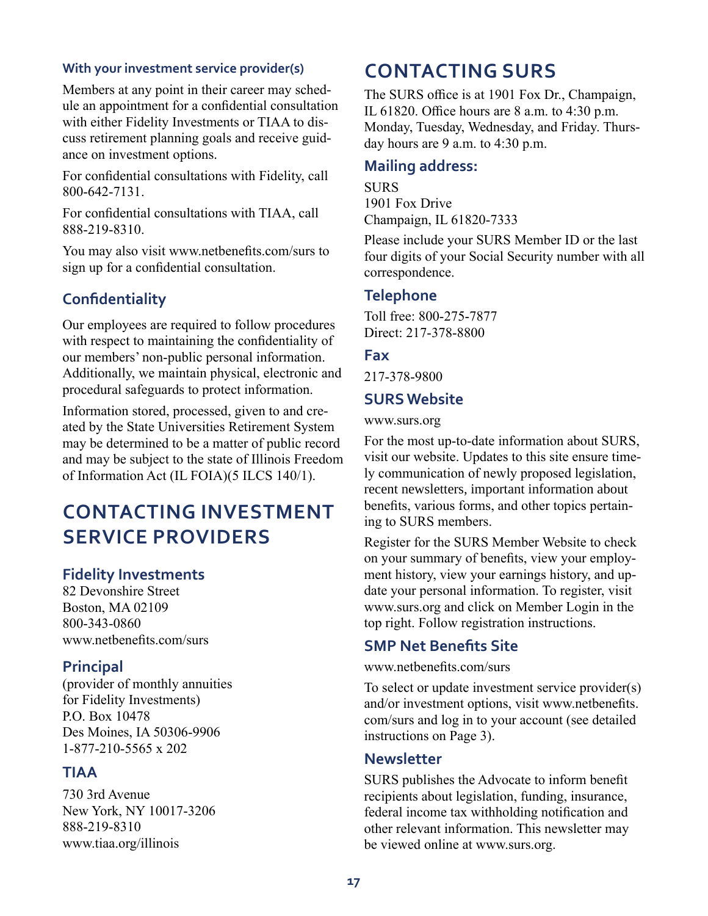### With your investment service provider(s)

Members at any point in their career may schedule an appointment for a confidential consultation with either Fidelity Investments or TIAA to discuss retirement planning goals and receive guidance on investment options.

For confidential consultations with Fidelity, call 800-642-7131.

For confidential consultations with TIAA, call 888-219-8310.

You may also visit www.netbenefits.com/surs to sign up for a confidential consultation.

### Confidentiality

Our employees are required to follow procedures with respect to maintaining the confidentiality of our members' non-public personal information. Additionally, we maintain physical, electronic and procedural safeguards to protect information.

Information stored, processed, given to and created by the State Universities Retirement System may be determined to be a matter of public record and may be subject to the state of Illinois Freedom of Information Act (IL FOIA)(5 ILCS 140/1).

## CONTACTING INVESTMENT SERVICE PROVIDERS

### Fidelity Investments

82 Devonshire Street
Boston, MA 02109
800-343-0860
www.netbenefits.com/surs

### Principal

(provider of monthly annuities for Fidelity Investments)
P.O. Box 10478
Des Moines, IA 50306-9906
1-877-210-5565 x 202

### TIAA

730 3rd Avenue
New York, NY 10017-3206
888-219-8310
www.tiaa.org/illinois

## CONTACTING SURS

The SURS office is at 1901 Fox Dr., Champaign, IL 61820. Office hours are 8 a.m. to 4:30 p.m. Monday, Tuesday, Wednesday, and Friday. Thursday hours are 9 a.m. to 4:30 p.m.

### Mailing address:

SURS
1901 Fox Drive
Champaign, IL 61820-7333

Please include your SURS Member ID or the last four digits of your Social Security number with all correspondence.

### Telephone

Toll free: 800-275-7877
Direct: 217-378-8800

### Fax

217-378-9800

### SURS Website

www.surs.org

For the most up-to-date information about SURS, visit our website. Updates to this site ensure timely communication of newly proposed legislation, recent newsletters, important information about benefits, various forms, and other topics pertaining to SURS members.

Register for the SURS Member Website to check on your summary of benefits, view your employment history, view your earnings history, and update your personal information. To register, visit www.surs.org and click on Member Login in the top right. Follow registration instructions.

### SMP Net Benefits Site

www.netbenefits.com/surs

To select or update investment service provider(s) and/or investment options, visit www.netbenefits.com/surs and log in to your account (see detailed instructions on Page 3).

### Newsletter

SURS publishes the Advocate to inform benefit recipients about legislation, funding, insurance, federal income tax withholding notification and other relevant information. This newsletter may be viewed online at www.surs.org.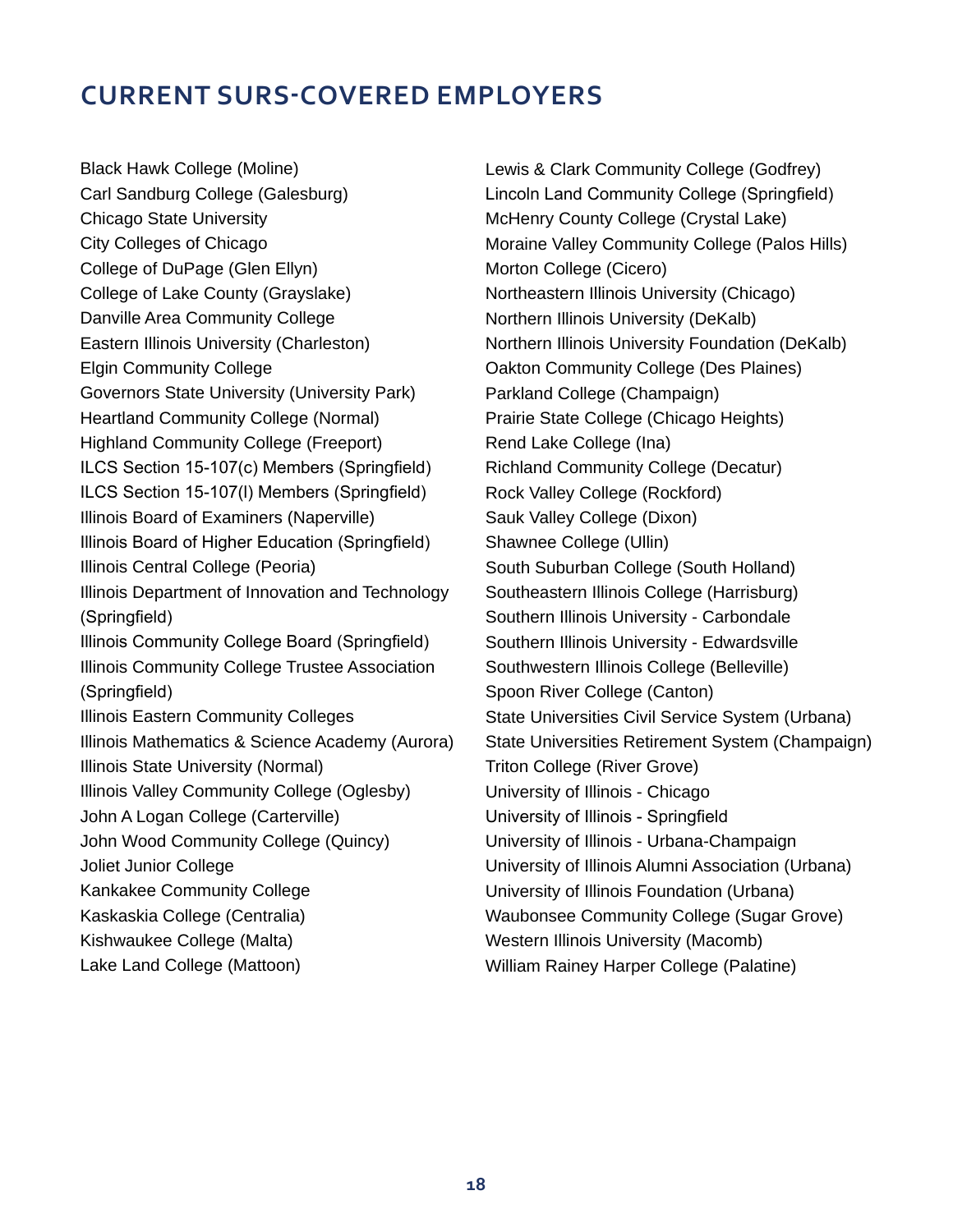## CURRENT SURS-COVERED EMPLOYERS

Black Hawk College (Moline)
Carl Sandburg College (Galesburg)
Chicago State University
City Colleges of Chicago
College of DuPage (Glen Ellyn)
College of Lake County (Grayslake)
Danville Area Community College
Eastern Illinois University (Charleston)
Elgin Community College
Governors State University (University Park)
Heartland Community College (Normal)
Highland Community College (Freeport)
ILCS Section 15-107(c) Members (Springfield)
ILCS Section 15-107(l) Members (Springfield)
Illinois Board of Examiners (Naperville)
Illinois Board of Higher Education (Springfield)
Illinois Central College (Peoria)
Illinois Department of Innovation and Technology (Springfield)
Illinois Community College Board (Springfield)
Illinois Community College Trustee Association (Springfield)
Illinois Eastern Community Colleges
Illinois Mathematics & Science Academy (Aurora)
Illinois State University (Normal)
Illinois Valley Community College (Oglesby)
John A Logan College (Carterville)
John Wood Community College (Quincy)
Joliet Junior College
Kankakee Community College
Kaskaskia College (Centralia)
Kishwaukee College (Malta)
Lake Land College (Mattoon)
Lewis & Clark Community College (Godfrey)
Lincoln Land Community College (Springfield)
McHenry County College (Crystal Lake)
Moraine Valley Community College (Palos Hills)
Morton College (Cicero)
Northeastern Illinois University (Chicago)
Northern Illinois University (DeKalb)
Northern Illinois University Foundation (DeKalb)
Oakton Community College (Des Plaines)
Parkland College (Champaign)
Prairie State College (Chicago Heights)
Rend Lake College (Ina)
Richland Community College (Decatur)
Rock Valley College (Rockford)
Sauk Valley College (Dixon)
Shawnee College (Ullin)
South Suburban College (South Holland)
Southeastern Illinois College (Harrisburg)
Southern Illinois University - Carbondale
Southern Illinois University - Edwardsville
Southwestern Illinois College (Belleville)
Spoon River College (Canton)
State Universities Civil Service System (Urbana)
State Universities Retirement System (Champaign)
Triton College (River Grove)
University of Illinois - Chicago
University of Illinois - Springfield
University of Illinois - Urbana-Champaign
University of Illinois Alumni Association (Urbana)
University of Illinois Foundation (Urbana)
Waubonsee Community College (Sugar Grove)
Western Illinois University (Macomb)
William Rainey Harper College (Palatine)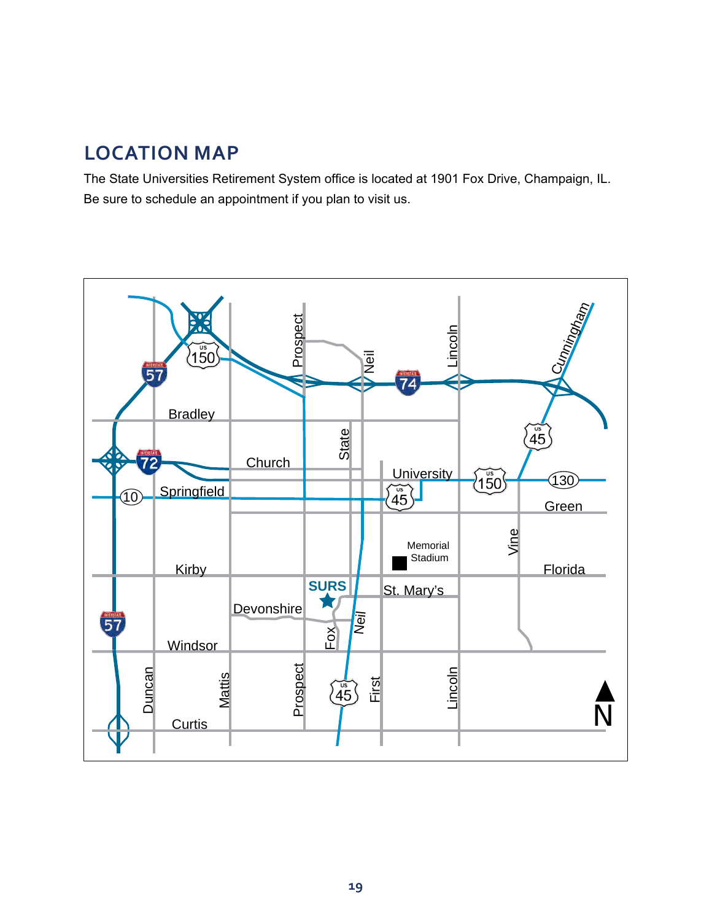## LOCATION MAP

The State Universities Retirement System office is located at 1901 Fox Drive, Champaign, IL. Be sure to schedule an appointment if you plan to visit us.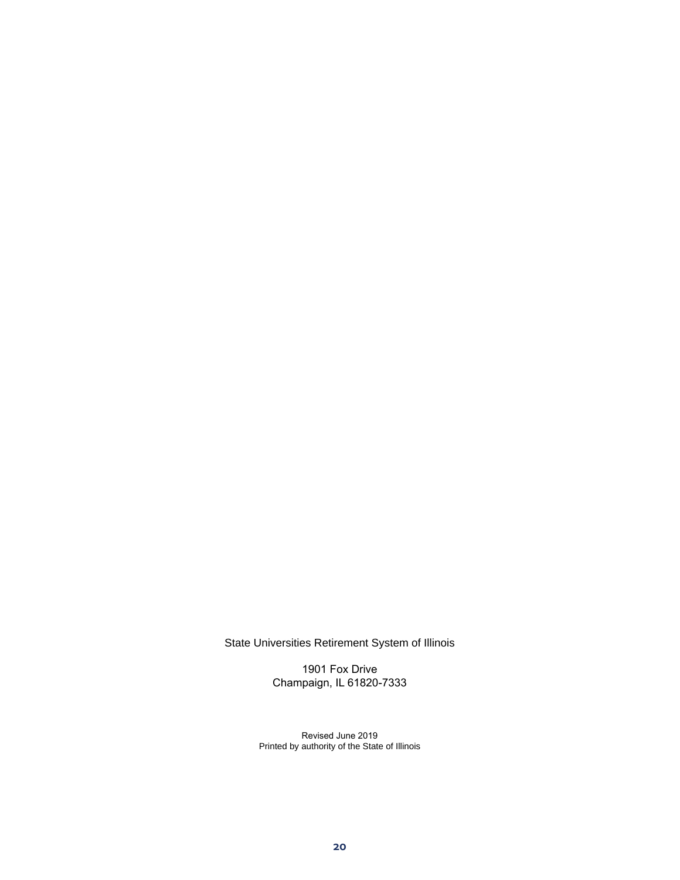State Universities Retirement System of Illinois

1901 Fox Drive
Champaign, IL 61820-7333

Revised June 2019
Printed by authority of the State of Illinois